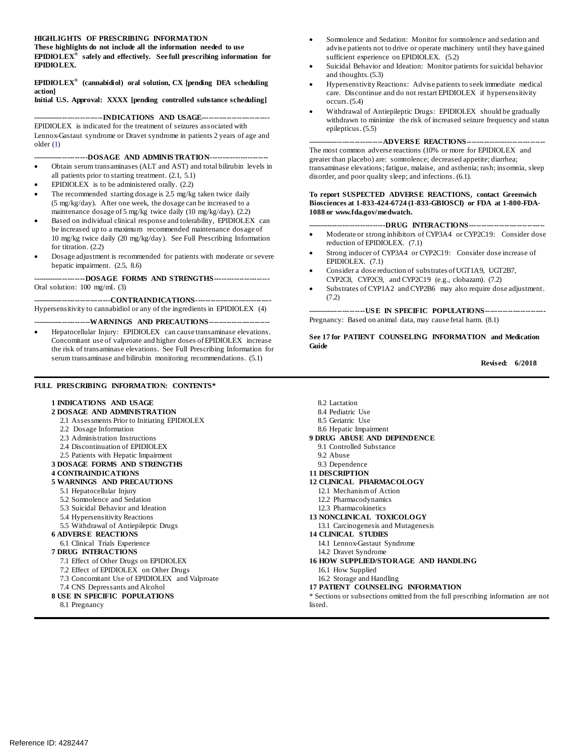**HIGHLIGHTS OF PRESCRIBING INFORMATION**
**These highlights do not include all the information needed to use EPIDIOLEX® safely and effectively. See full prescribing information for EPIDIOLEX.**

**EPIDIOLEX® (cannabidiol) oral solution, CX [pending DEA scheduling action]**
**Initial U.S. Approval: XXXX [pending controlled substance scheduling]**

**----------------------------INDICATIONS AND USAGE---------------------------**
EPIDIOLEX is indicated for the treatment of seizures associated with Lennox-Gastaut syndrome or Dravet syndrome in patients 2 years of age and older (1)

**----------------------DOSAGE AND ADMINISTRATION-----------------------**
- Obtain serum transaminases (ALT and AST) and total bilirubin levels in all patients prior to starting treatment. (2.1, 5.1)
- EPIDIOLEX is to be administered orally. (2.2)
- The recommended starting dosage is 2.5 mg/kg taken twice daily (5 mg/kg/day). After one week, the dosage can be increased to a maintenance dosage of 5 mg/kg twice daily (10 mg/kg/day). (2.2)
- Based on individual clinical response and tolerability, EPIDIOLEX can be increased up to a maximum recommended maintenance dosage of 10 mg/kg twice daily (20 mg/kg/day). See Full Prescribing Information for titration. (2.2)
- Dosage adjustment is recommended for patients with moderate or severe hepatic impairment. (2.5, 8.6)

**---------------------DOSAGE FORMS AND STRENGTHS----------------------**
Oral solution: 100 mg/mL (3)

**-------------------------------CONTRAINDICATIONS------------------------------**
Hypersensitivity to cannabidiol or any of the ingredients in EPIDIOLEX (4)

**-----------------------WARNINGS AND PRECAUTIONS-----------------------**
- Hepatocellular Injury: EPIDIOLEX can cause transaminase elevations. Concomitant use of valproate and higher doses of EPIDIOLEX increase the risk of transaminase elevations. See Full Prescribing Information for serum transaminase and bilirubin monitoring recommendations. (5.1)
- Somnolence and Sedation: Monitor for somnolence and sedation and advise patients not to drive or operate machinery until they have gained sufficient experience on EPIDIOLEX. (5.2)
- Suicidal Behavior and Ideation: Monitor patients for suicidal behavior and thoughts. (5.3)
- Hypersenstivity Reactions: Advise patients to seek immediate medical care. Discontinue and do not restart EPIDIOLEX if hypersensitivity occurs. (5.4)
- Withdrawal of Antiepileptic Drugs: EPIDIOLEX should be gradually withdrawn to minimize the risk of increased seizure frequency and status epilepticus. (5.5)

**------------------------------ADVERSE REACTIONS-------------------------------**
The most common adverse reactions (10% or more for EPIDIOLEX and greater than placebo) are: somnolence; decreased appetite; diarrhea; transaminase elevations; fatigue, malaise, and asthenia; rash; insomnia, sleep disorder, and poor quality sleep; and infections. (6.1).

**To report SUSPECTED ADVERSE REACTIONS, contact Greenwich Biosciences at 1-833-424-6724 (1-833-GBIOSCI) or FDA at 1-800-FDA-1088 or www.fda.gov/medwatch.**

**-------------------------------DRUG INTERACTIONS-------------------------------**
- Moderate or strong inhibitors of CYP3A4 or CYP2C19: Consider dose reduction of EPIDIOLEX. (7.1)
- Strong inducer of CYP3A4 or CYP2C19: Consider dose increase of EPIDIOLEX. (7.1)
- Consider a dose reduction of substrates of UGT1A9, UGT2B7, CYP2C8, CYP2C9, and CYP2C19 (e.g., clobazam). (7.2)
- Substrates of CYP1A2 and CYP2B6 may also require dose adjustment. (7.2)

**-----------------------USE IN SPECIFIC POPULATIONS------------------------**
Pregnancy: Based on animal data, may cause fetal harm. (8.1)

**See 17 for PATIENT COUNSELING INFORMATION and Medication Guide**

**Revised: 6/2018**

---

**FULL PRESCRIBING INFORMATION: CONTENTS***

**1 INDICATIONS AND USAGE**
**2 DOSAGE AND ADMINISTRATION**
2.1 Assessments Prior to Initiating EPIDIOLEX
2.2 Dosage Information
2.3 Administration Instructions
2.4 Discontinuation of EPIDIOLEX
2.5 Patients with Hepatic Impairment
**3 DOSAGE FORMS AND STRENGTHS**
**4 CONTRAINDICATIONS**
**5 WARNINGS AND PRECAUTIONS**
5.1 Hepatocellular Injury
5.2 Somnolence and Sedation
5.3 Suicidal Behavior and Ideation
5.4 Hypersensitivity Reactions
5.5 Withdrawal of Antiepileptic Drugs
**6 ADVERSE REACTIONS**
6.1 Clinical Trials Experience
**7 DRUG INTERACTIONS**
7.1 Effect of Other Drugs on EPIDIOLEX
7.2 Effect of EPIDIOLEX on Other Drugs
7.3 Concomitant Use of EPIDIOLEX and Valproate
7.4 CNS Depressants and Alcohol
**8 USE IN SPECIFIC POPULATIONS**
8.1 Pregnancy
8.2 Lactation
8.4 Pediatric Use
8.5 Geriatric Use
8.6 Hepatic Impairment
**9 DRUG ABUSE AND DEPENDENCE**
9.1 Controlled Substance
9.2 Abuse
9.3 Dependence
**11 DESCRIPTION**
**12 CLINICAL PHARMACOLOGY**
12.1 Mechanism of Action
12.2 Pharmacodynamics
12.3 Pharmacokinetics
**13 NONCLINICAL TOXICOLOGY**
13.1 Carcinogenesis and Mutagenesis
**14 CLINICAL STUDIES**
14.1 Lennox-Gastaut Syndrome
14.2 Dravet Syndrome
**16 HOW SUPPLIED/STORAGE AND HANDLING**
16.1 How Supplied
16.2 Storage and Handling
**17 PATIENT COUNSELING INFORMATION**

* Sections or subsections omitted from the full prescribing information are not listed.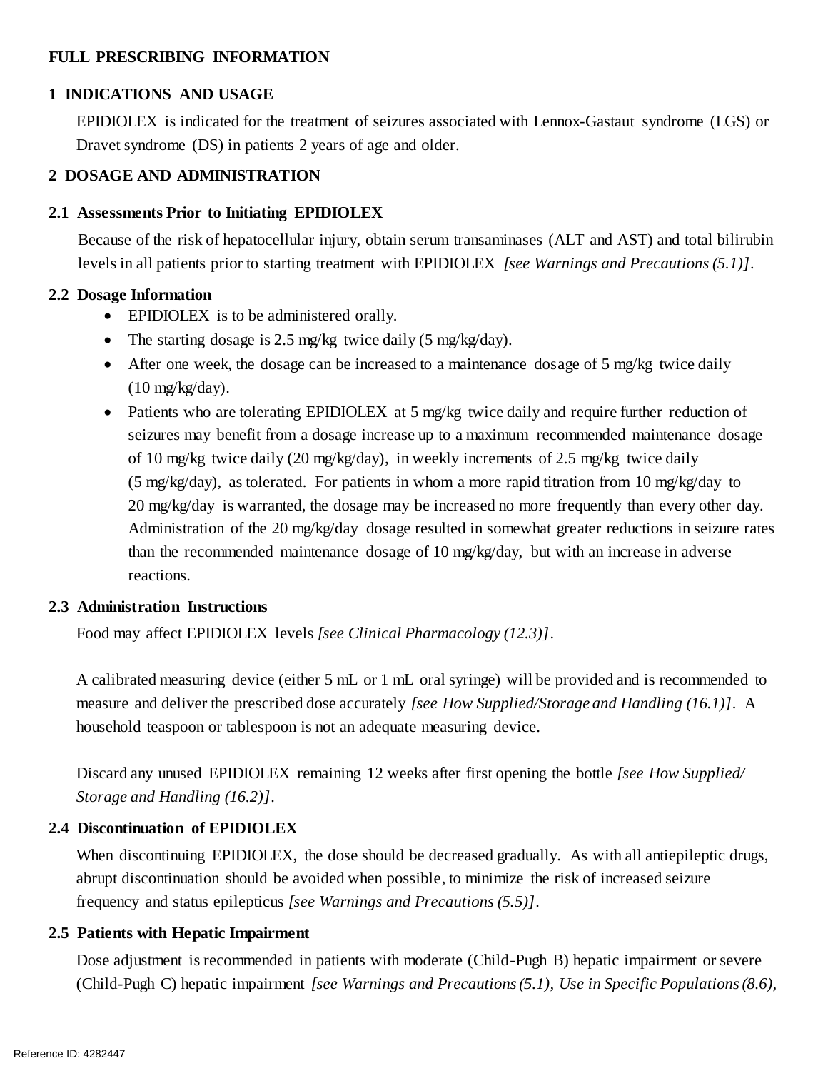**FULL PRESCRIBING INFORMATION**

## 1 INDICATIONS AND USAGE

EPIDIOLEX is indicated for the treatment of seizures associated with Lennox-Gastaut syndrome (LGS) or Dravet syndrome (DS) in patients 2 years of age and older.

## 2 DOSAGE AND ADMINISTRATION

### 2.1 Assessments Prior to Initiating EPIDIOLEX

Because of the risk of hepatocellular injury, obtain serum transaminases (ALT and AST) and total bilirubin levels in all patients prior to starting treatment with EPIDIOLEX *[see Warnings and Precautions (5.1)]*.

### 2.2 Dosage Information

- EPIDIOLEX is to be administered orally.
- The starting dosage is 2.5 mg/kg twice daily (5 mg/kg/day).
- After one week, the dosage can be increased to a maintenance dosage of 5 mg/kg twice daily (10 mg/kg/day).
- Patients who are tolerating EPIDIOLEX at 5 mg/kg twice daily and require further reduction of seizures may benefit from a dosage increase up to a maximum recommended maintenance dosage of 10 mg/kg twice daily (20 mg/kg/day), in weekly increments of 2.5 mg/kg twice daily (5 mg/kg/day), as tolerated. For patients in whom a more rapid titration from 10 mg/kg/day to 20 mg/kg/day is warranted, the dosage may be increased no more frequently than every other day. Administration of the 20 mg/kg/day dosage resulted in somewhat greater reductions in seizure rates than the recommended maintenance dosage of 10 mg/kg/day, but with an increase in adverse reactions.

### 2.3 Administration Instructions

Food may affect EPIDIOLEX levels *[see Clinical Pharmacology (12.3)]*.

A calibrated measuring device (either 5 mL or 1 mL oral syringe) will be provided and is recommended to measure and deliver the prescribed dose accurately *[see How Supplied/Storage and Handling (16.1)]*. A household teaspoon or tablespoon is not an adequate measuring device.

Discard any unused EPIDIOLEX remaining 12 weeks after first opening the bottle *[see How Supplied/ Storage and Handling (16.2)]*.

### 2.4 Discontinuation of EPIDIOLEX

When discontinuing EPIDIOLEX, the dose should be decreased gradually. As with all antiepileptic drugs, abrupt discontinuation should be avoided when possible, to minimize the risk of increased seizure frequency and status epilepticus *[see Warnings and Precautions (5.5)]*.

### 2.5 Patients with Hepatic Impairment

Dose adjustment is recommended in patients with moderate (Child-Pugh B) hepatic impairment or severe (Child-Pugh C) hepatic impairment *[see Warnings and Precautions (5.1), Use in Specific Populations (8.6),*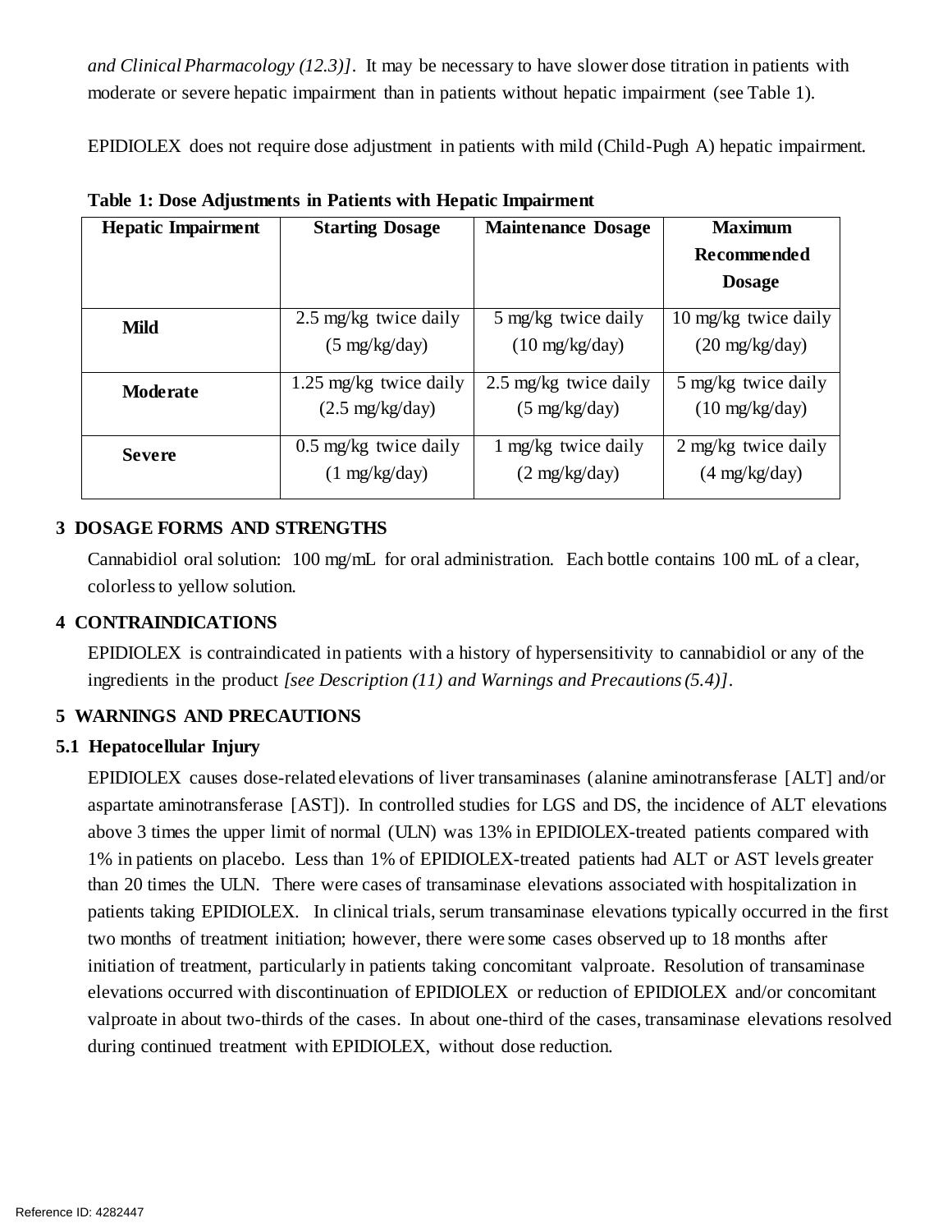*and Clinical Pharmacology (12.3)]*. It may be necessary to have slower dose titration in patients with moderate or severe hepatic impairment than in patients without hepatic impairment (see Table 1).

EPIDIOLEX does not require dose adjustment in patients with mild (Child-Pugh A) hepatic impairment.

**Table 1: Dose Adjustments in Patients with Hepatic Impairment**

| Hepatic Impairment | Starting Dosage | Maintenance Dosage | Maximum Recommended Dosage |
|---|---|---|---|
| **Mild** | 2.5 mg/kg twice daily (5 mg/kg/day) | 5 mg/kg twice daily (10 mg/kg/day) | 10 mg/kg twice daily (20 mg/kg/day) |
| **Moderate** | 1.25 mg/kg twice daily (2.5 mg/kg/day) | 2.5 mg/kg twice daily (5 mg/kg/day) | 5 mg/kg twice daily (10 mg/kg/day) |
| **Severe** | 0.5 mg/kg twice daily (1 mg/kg/day) | 1 mg/kg twice daily (2 mg/kg/day) | 2 mg/kg twice daily (4 mg/kg/day) |

## 3 DOSAGE FORMS AND STRENGTHS

Cannabidiol oral solution: 100 mg/mL for oral administration. Each bottle contains 100 mL of a clear, colorless to yellow solution.

## 4 CONTRAINDICATIONS

EPIDIOLEX is contraindicated in patients with a history of hypersensitivity to cannabidiol or any of the ingredients in the product *[see Description (11) and Warnings and Precautions (5.4)]*.

## 5 WARNINGS AND PRECAUTIONS

### 5.1 Hepatocellular Injury

EPIDIOLEX causes dose-related elevations of liver transaminases (alanine aminotransferase [ALT] and/or aspartate aminotransferase [AST]). In controlled studies for LGS and DS, the incidence of ALT elevations above 3 times the upper limit of normal (ULN) was 13% in EPIDIOLEX-treated patients compared with 1% in patients on placebo. Less than 1% of EPIDIOLEX-treated patients had ALT or AST levels greater than 20 times the ULN. There were cases of transaminase elevations associated with hospitalization in patients taking EPIDIOLEX. In clinical trials, serum transaminase elevations typically occurred in the first two months of treatment initiation; however, there were some cases observed up to 18 months after initiation of treatment, particularly in patients taking concomitant valproate. Resolution of transaminase elevations occurred with discontinuation of EPIDIOLEX or reduction of EPIDIOLEX and/or concomitant valproate in about two-thirds of the cases. In about one-third of the cases, transaminase elevations resolved during continued treatment with EPIDIOLEX, without dose reduction.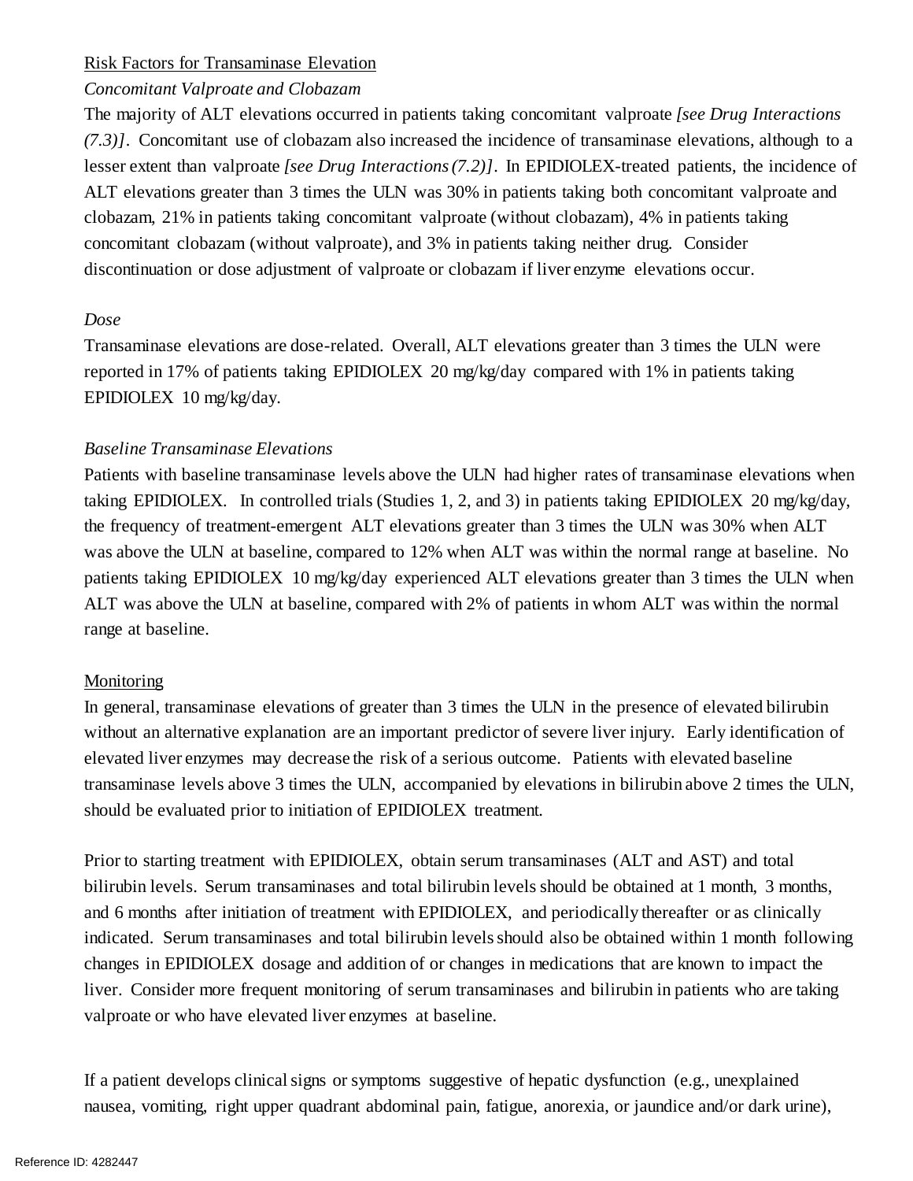Risk Factors for Transaminase Elevation

*Concomitant Valproate and Clobazam*

The majority of ALT elevations occurred in patients taking concomitant valproate *[see Drug Interactions (7.3)]*. Concomitant use of clobazam also increased the incidence of transaminase elevations, although to a lesser extent than valproate *[see Drug Interactions (7.2)]*. In EPIDIOLEX-treated patients, the incidence of ALT elevations greater than 3 times the ULN was 30% in patients taking both concomitant valproate and clobazam, 21% in patients taking concomitant valproate (without clobazam), 4% in patients taking concomitant clobazam (without valproate), and 3% in patients taking neither drug. Consider discontinuation or dose adjustment of valproate or clobazam if liver enzyme elevations occur.

*Dose*

Transaminase elevations are dose-related. Overall, ALT elevations greater than 3 times the ULN were reported in 17% of patients taking EPIDIOLEX 20 mg/kg/day compared with 1% in patients taking EPIDIOLEX 10 mg/kg/day.

*Baseline Transaminase Elevations*

Patients with baseline transaminase levels above the ULN had higher rates of transaminase elevations when taking EPIDIOLEX. In controlled trials (Studies 1, 2, and 3) in patients taking EPIDIOLEX 20 mg/kg/day, the frequency of treatment-emergent ALT elevations greater than 3 times the ULN was 30% when ALT was above the ULN at baseline, compared to 12% when ALT was within the normal range at baseline. No patients taking EPIDIOLEX 10 mg/kg/day experienced ALT elevations greater than 3 times the ULN when ALT was above the ULN at baseline, compared with 2% of patients in whom ALT was within the normal range at baseline.

Monitoring

In general, transaminase elevations of greater than 3 times the ULN in the presence of elevated bilirubin without an alternative explanation are an important predictor of severe liver injury. Early identification of elevated liver enzymes may decrease the risk of a serious outcome. Patients with elevated baseline transaminase levels above 3 times the ULN, accompanied by elevations in bilirubin above 2 times the ULN, should be evaluated prior to initiation of EPIDIOLEX treatment.

Prior to starting treatment with EPIDIOLEX, obtain serum transaminases (ALT and AST) and total bilirubin levels. Serum transaminases and total bilirubin levels should be obtained at 1 month, 3 months, and 6 months after initiation of treatment with EPIDIOLEX, and periodically thereafter or as clinically indicated. Serum transaminases and total bilirubin levels should also be obtained within 1 month following changes in EPIDIOLEX dosage and addition of or changes in medications that are known to impact the liver. Consider more frequent monitoring of serum transaminases and bilirubin in patients who are taking valproate or who have elevated liver enzymes at baseline.

If a patient develops clinical signs or symptoms suggestive of hepatic dysfunction (e.g., unexplained nausea, vomiting, right upper quadrant abdominal pain, fatigue, anorexia, or jaundice and/or dark urine),

Reference ID: 4282447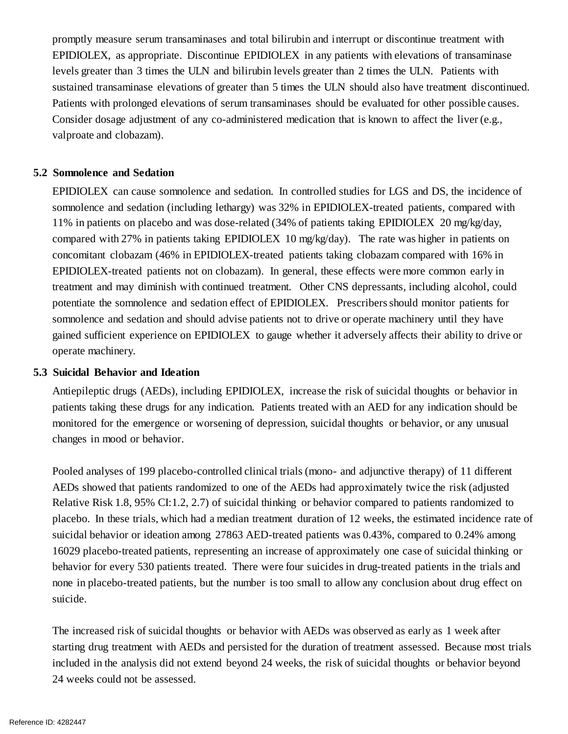promptly measure serum transaminases and total bilirubin and interrupt or discontinue treatment with EPIDIOLEX, as appropriate. Discontinue EPIDIOLEX in any patients with elevations of transaminase levels greater than 3 times the ULN and bilirubin levels greater than 2 times the ULN. Patients with sustained transaminase elevations of greater than 5 times the ULN should also have treatment discontinued. Patients with prolonged elevations of serum transaminases should be evaluated for other possible causes. Consider dosage adjustment of any co-administered medication that is known to affect the liver (e.g., valproate and clobazam).

### 5.2 Somnolence and Sedation

EPIDIOLEX can cause somnolence and sedation. In controlled studies for LGS and DS, the incidence of somnolence and sedation (including lethargy) was 32% in EPIDIOLEX-treated patients, compared with 11% in patients on placebo and was dose-related (34% of patients taking EPIDIOLEX 20 mg/kg/day, compared with 27% in patients taking EPIDIOLEX 10 mg/kg/day). The rate was higher in patients on concomitant clobazam (46% in EPIDIOLEX-treated patients taking clobazam compared with 16% in EPIDIOLEX-treated patients not on clobazam). In general, these effects were more common early in treatment and may diminish with continued treatment. Other CNS depressants, including alcohol, could potentiate the somnolence and sedation effect of EPIDIOLEX. Prescribers should monitor patients for somnolence and sedation and should advise patients not to drive or operate machinery until they have gained sufficient experience on EPIDIOLEX to gauge whether it adversely affects their ability to drive or operate machinery.

### 5.3 Suicidal Behavior and Ideation

Antiepileptic drugs (AEDs), including EPIDIOLEX, increase the risk of suicidal thoughts or behavior in patients taking these drugs for any indication. Patients treated with an AED for any indication should be monitored for the emergence or worsening of depression, suicidal thoughts or behavior, or any unusual changes in mood or behavior.

Pooled analyses of 199 placebo-controlled clinical trials (mono- and adjunctive therapy) of 11 different AEDs showed that patients randomized to one of the AEDs had approximately twice the risk (adjusted Relative Risk 1.8, 95% CI:1.2, 2.7) of suicidal thinking or behavior compared to patients randomized to placebo. In these trials, which had a median treatment duration of 12 weeks, the estimated incidence rate of suicidal behavior or ideation among 27863 AED-treated patients was 0.43%, compared to 0.24% among 16029 placebo-treated patients, representing an increase of approximately one case of suicidal thinking or behavior for every 530 patients treated. There were four suicides in drug-treated patients in the trials and none in placebo-treated patients, but the number is too small to allow any conclusion about drug effect on suicide.

The increased risk of suicidal thoughts or behavior with AEDs was observed as early as 1 week after starting drug treatment with AEDs and persisted for the duration of treatment assessed. Because most trials included in the analysis did not extend beyond 24 weeks, the risk of suicidal thoughts or behavior beyond 24 weeks could not be assessed.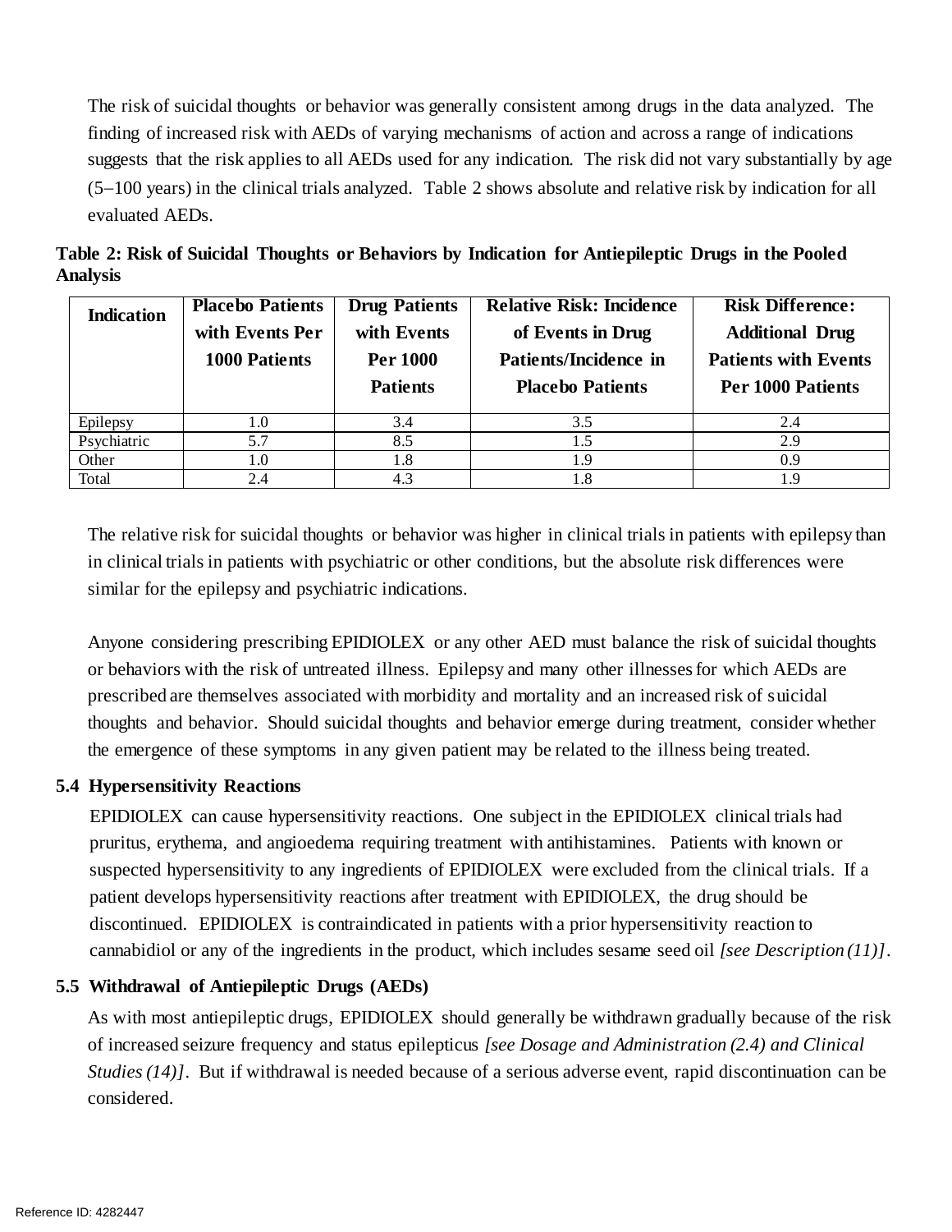The risk of suicidal thoughts or behavior was generally consistent among drugs in the data analyzed. The finding of increased risk with AEDs of varying mechanisms of action and across a range of indications suggests that the risk applies to all AEDs used for any indication. The risk did not vary substantially by age (5−100 years) in the clinical trials analyzed. Table 2 shows absolute and relative risk by indication for all evaluated AEDs.

**Table 2: Risk of Suicidal Thoughts or Behaviors by Indication for Antiepileptic Drugs in the Pooled Analysis**

| Indication | Placebo Patients with Events Per 1000 Patients | Drug Patients with Events Per 1000 Patients | Relative Risk: Incidence of Events in Drug Patients/Incidence in Placebo Patients | Risk Difference: Additional Drug Patients with Events Per 1000 Patients |
|---|---|---|---|---|
| Epilepsy | 1.0 | 3.4 | 3.5 | 2.4 |
| Psychiatric | 5.7 | 8.5 | 1.5 | 2.9 |
| Other | 1.0 | 1.8 | 1.9 | 0.9 |
| Total | 2.4 | 4.3 | 1.8 | 1.9 |

The relative risk for suicidal thoughts or behavior was higher in clinical trials in patients with epilepsy than in clinical trials in patients with psychiatric or other conditions, but the absolute risk differences were similar for the epilepsy and psychiatric indications.

Anyone considering prescribing EPIDIOLEX or any other AED must balance the risk of suicidal thoughts or behaviors with the risk of untreated illness. Epilepsy and many other illnesses for which AEDs are prescribed are themselves associated with morbidity and mortality and an increased risk of suicidal thoughts and behavior. Should suicidal thoughts and behavior emerge during treatment, consider whether the emergence of these symptoms in any given patient may be related to the illness being treated.

## 5.4 Hypersensitivity Reactions

EPIDIOLEX can cause hypersensitivity reactions. One subject in the EPIDIOLEX clinical trials had pruritus, erythema, and angioedema requiring treatment with antihistamines. Patients with known or suspected hypersensitivity to any ingredients of EPIDIOLEX were excluded from the clinical trials. If a patient develops hypersensitivity reactions after treatment with EPIDIOLEX, the drug should be discontinued. EPIDIOLEX is contraindicated in patients with a prior hypersensitivity reaction to cannabidiol or any of the ingredients in the product, which includes sesame seed oil *[see Description (11)]*.

## 5.5 Withdrawal of Antiepileptic Drugs (AEDs)

As with most antiepileptic drugs, EPIDIOLEX should generally be withdrawn gradually because of the risk of increased seizure frequency and status epilepticus *[see Dosage and Administration (2.4) and Clinical Studies (14)]*. But if withdrawal is needed because of a serious adverse event, rapid discontinuation can be considered.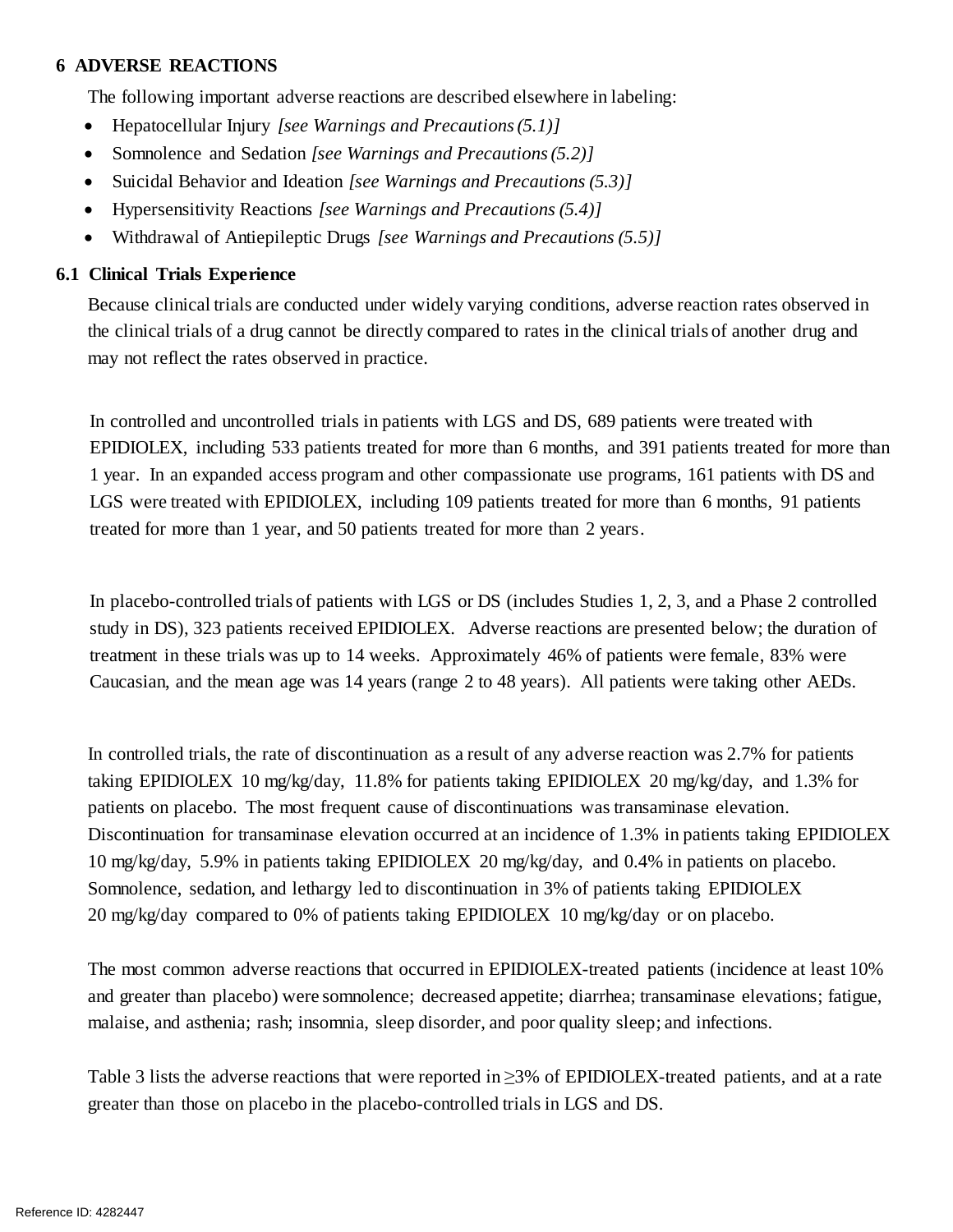## 6 ADVERSE REACTIONS

The following important adverse reactions are described elsewhere in labeling:

- Hepatocellular Injury *[see Warnings and Precautions (5.1)]*
- Somnolence and Sedation *[see Warnings and Precautions (5.2)]*
- Suicidal Behavior and Ideation *[see Warnings and Precautions (5.3)]*
- Hypersensitivity Reactions *[see Warnings and Precautions (5.4)]*
- Withdrawal of Antiepileptic Drugs *[see Warnings and Precautions (5.5)]*

### 6.1 Clinical Trials Experience

Because clinical trials are conducted under widely varying conditions, adverse reaction rates observed in the clinical trials of a drug cannot be directly compared to rates in the clinical trials of another drug and may not reflect the rates observed in practice.

In controlled and uncontrolled trials in patients with LGS and DS, 689 patients were treated with EPIDIOLEX, including 533 patients treated for more than 6 months, and 391 patients treated for more than 1 year. In an expanded access program and other compassionate use programs, 161 patients with DS and LGS were treated with EPIDIOLEX, including 109 patients treated for more than 6 months, 91 patients treated for more than 1 year, and 50 patients treated for more than 2 years.

In placebo-controlled trials of patients with LGS or DS (includes Studies 1, 2, 3, and a Phase 2 controlled study in DS), 323 patients received EPIDIOLEX. Adverse reactions are presented below; the duration of treatment in these trials was up to 14 weeks. Approximately 46% of patients were female, 83% were Caucasian, and the mean age was 14 years (range 2 to 48 years). All patients were taking other AEDs.

In controlled trials, the rate of discontinuation as a result of any adverse reaction was 2.7% for patients taking EPIDIOLEX 10 mg/kg/day, 11.8% for patients taking EPIDIOLEX 20 mg/kg/day, and 1.3% for patients on placebo. The most frequent cause of discontinuations was transaminase elevation. Discontinuation for transaminase elevation occurred at an incidence of 1.3% in patients taking EPIDIOLEX 10 mg/kg/day, 5.9% in patients taking EPIDIOLEX 20 mg/kg/day, and 0.4% in patients on placebo. Somnolence, sedation, and lethargy led to discontinuation in 3% of patients taking EPIDIOLEX 20 mg/kg/day compared to 0% of patients taking EPIDIOLEX 10 mg/kg/day or on placebo.

The most common adverse reactions that occurred in EPIDIOLEX-treated patients (incidence at least 10% and greater than placebo) were somnolence; decreased appetite; diarrhea; transaminase elevations; fatigue, malaise, and asthenia; rash; insomnia, sleep disorder, and poor quality sleep; and infections.

Table 3 lists the adverse reactions that were reported in ≥3% of EPIDIOLEX-treated patients, and at a rate greater than those on placebo in the placebo-controlled trials in LGS and DS.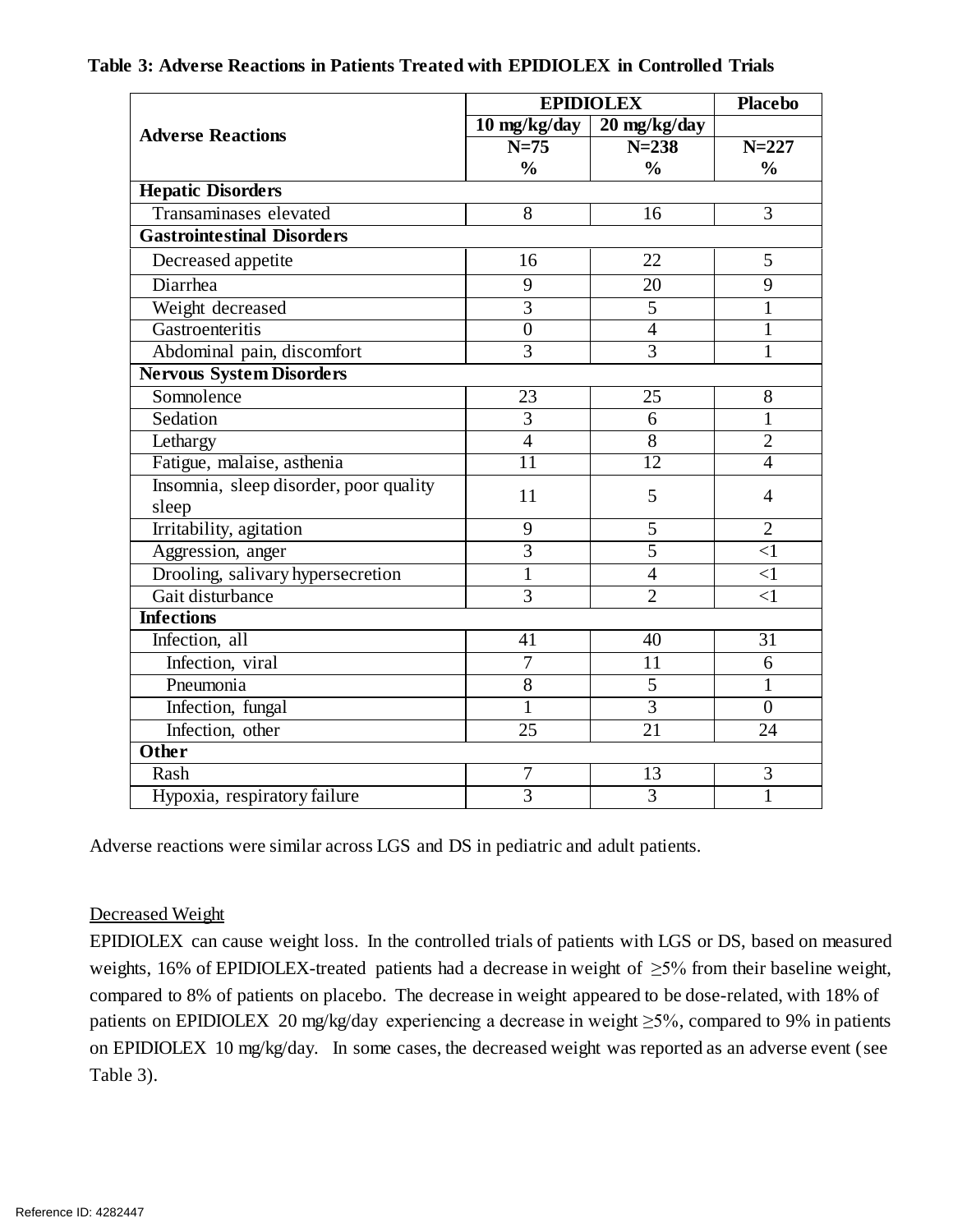**Table 3: Adverse Reactions in Patients Treated with EPIDIOLEX in Controlled Trials**

| Adverse Reactions | EPIDIOLEX | | Placebo |
|---|---|---|---|
| | 10 mg/kg/day | 20 mg/kg/day | |
| | N=75 % | N=238 % | N=227 % |
| **Hepatic Disorders** | | | |
| Transaminases elevated | 8 | 16 | 3 |
| **Gastrointestinal Disorders** | | | |
| Decreased appetite | 16 | 22 | 5 |
| Diarrhea | 9 | 20 | 9 |
| Weight decreased | 3 | 5 | 1 |
| Gastroenteritis | 0 | 4 | 1 |
| Abdominal pain, discomfort | 3 | 3 | 1 |
| **Nervous System Disorders** | | | |
| Somnolence | 23 | 25 | 8 |
| Sedation | 3 | 6 | 1 |
| Lethargy | 4 | 8 | 2 |
| Fatigue, malaise, asthenia | 11 | 12 | 4 |
| Insomnia, sleep disorder, poor quality sleep | 11 | 5 | 4 |
| Irritability, agitation | 9 | 5 | 2 |
| Aggression, anger | 3 | 5 | <1 |
| Drooling, salivary hypersecretion | 1 | 4 | <1 |
| Gait disturbance | 3 | 2 | <1 |
| **Infections** | | | |
| Infection, all | 41 | 40 | 31 |
| Infection, viral | 7 | 11 | 6 |
| Pneumonia | 8 | 5 | 1 |
| Infection, fungal | 1 | 3 | 0 |
| Infection, other | 25 | 21 | 24 |
| **Other** | | | |
| Rash | 7 | 13 | 3 |
| Hypoxia, respiratory failure | 3 | 3 | 1 |

Adverse reactions were similar across LGS and DS in pediatric and adult patients.

Decreased Weight

EPIDIOLEX can cause weight loss. In the controlled trials of patients with LGS or DS, based on measured weights, 16% of EPIDIOLEX-treated patients had a decrease in weight of ≥5% from their baseline weight, compared to 8% of patients on placebo. The decrease in weight appeared to be dose-related, with 18% of patients on EPIDIOLEX 20 mg/kg/day experiencing a decrease in weight ≥5%, compared to 9% in patients on EPIDIOLEX 10 mg/kg/day. In some cases, the decreased weight was reported as an adverse event (see Table 3).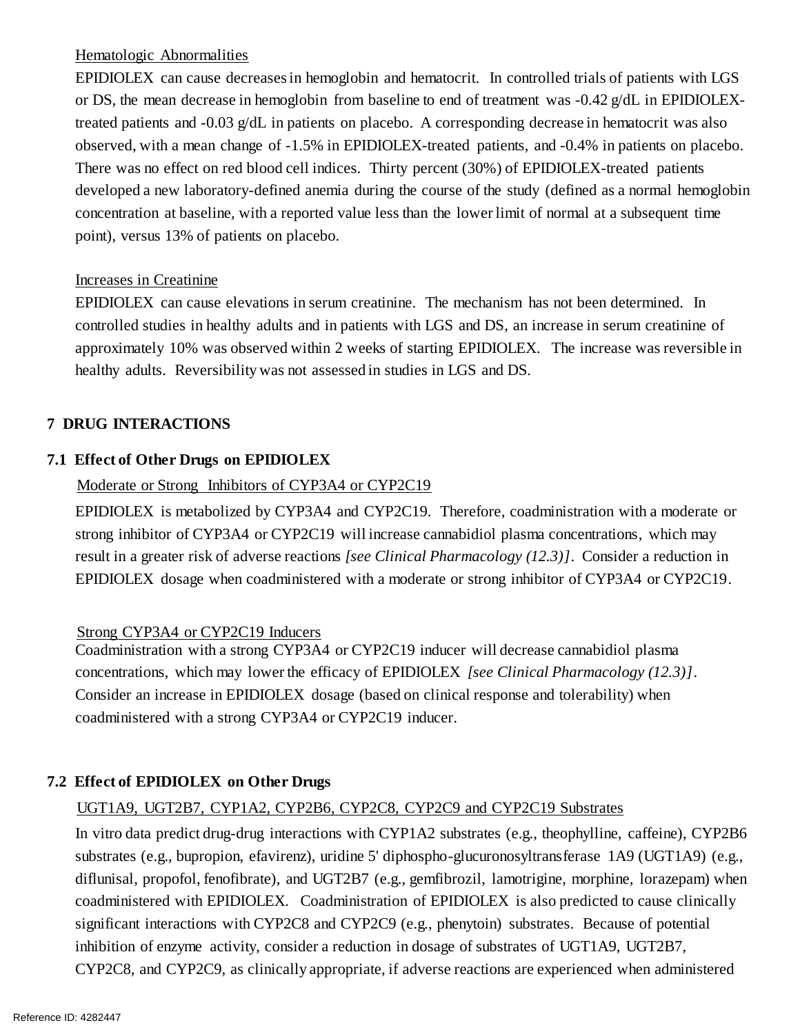Hematologic Abnormalities

EPIDIOLEX can cause decreases in hemoglobin and hematocrit. In controlled trials of patients with LGS or DS, the mean decrease in hemoglobin from baseline to end of treatment was -0.42 g/dL in EPIDIOLEX-treated patients and -0.03 g/dL in patients on placebo. A corresponding decrease in hematocrit was also observed, with a mean change of -1.5% in EPIDIOLEX-treated patients, and -0.4% in patients on placebo. There was no effect on red blood cell indices. Thirty percent (30%) of EPIDIOLEX-treated patients developed a new laboratory-defined anemia during the course of the study (defined as a normal hemoglobin concentration at baseline, with a reported value less than the lower limit of normal at a subsequent time point), versus 13% of patients on placebo.

Increases in Creatinine

EPIDIOLEX can cause elevations in serum creatinine. The mechanism has not been determined. In controlled studies in healthy adults and in patients with LGS and DS, an increase in serum creatinine of approximately 10% was observed within 2 weeks of starting EPIDIOLEX. The increase was reversible in healthy adults. Reversibility was not assessed in studies in LGS and DS.

## 7 DRUG INTERACTIONS

### 7.1 Effect of Other Drugs on EPIDIOLEX

Moderate or Strong Inhibitors of CYP3A4 or CYP2C19

EPIDIOLEX is metabolized by CYP3A4 and CYP2C19. Therefore, coadministration with a moderate or strong inhibitor of CYP3A4 or CYP2C19 will increase cannabidiol plasma concentrations, which may result in a greater risk of adverse reactions *[see Clinical Pharmacology (12.3)]*. Consider a reduction in EPIDIOLEX dosage when coadministered with a moderate or strong inhibitor of CYP3A4 or CYP2C19.

Strong CYP3A4 or CYP2C19 Inducers

Coadministration with a strong CYP3A4 or CYP2C19 inducer will decrease cannabidiol plasma concentrations, which may lower the efficacy of EPIDIOLEX *[see Clinical Pharmacology (12.3)]*. Consider an increase in EPIDIOLEX dosage (based on clinical response and tolerability) when coadministered with a strong CYP3A4 or CYP2C19 inducer.

### 7.2 Effect of EPIDIOLEX on Other Drugs

UGT1A9, UGT2B7, CYP1A2, CYP2B6, CYP2C8, CYP2C9 and CYP2C19 Substrates

In vitro data predict drug-drug interactions with CYP1A2 substrates (e.g., theophylline, caffeine), CYP2B6 substrates (e.g., bupropion, efavirenz), uridine 5' diphospho-glucuronosyltransferase 1A9 (UGT1A9) (e.g., diflunisal, propofol, fenofibrate), and UGT2B7 (e.g., gemfibrozil, lamotrigine, morphine, lorazepam) when coadministered with EPIDIOLEX. Coadministration of EPIDIOLEX is also predicted to cause clinically significant interactions with CYP2C8 and CYP2C9 (e.g., phenytoin) substrates. Because of potential inhibition of enzyme activity, consider a reduction in dosage of substrates of UGT1A9, UGT2B7, CYP2C8, and CYP2C9, as clinically appropriate, if adverse reactions are experienced when administered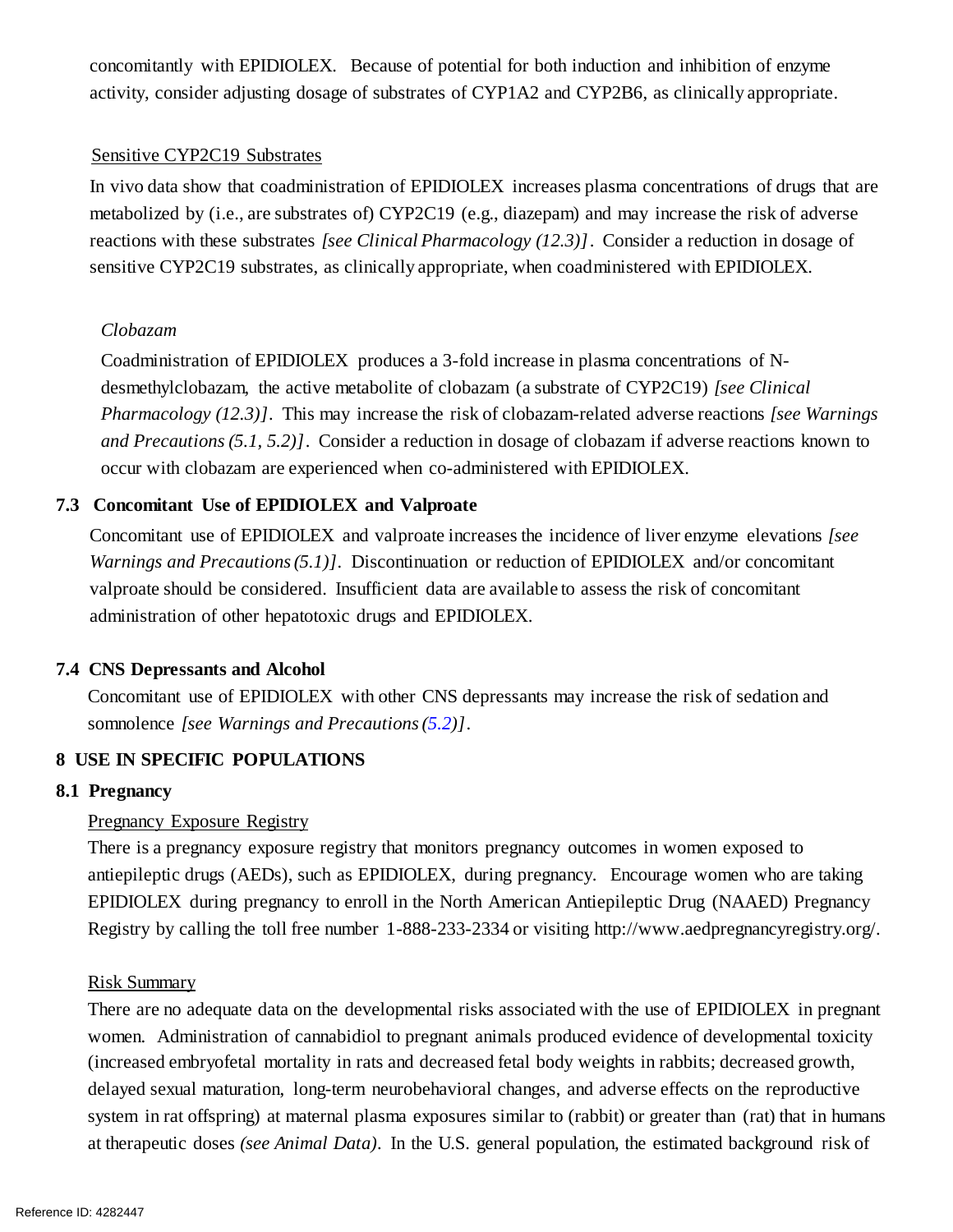concomitantly with EPIDIOLEX. Because of potential for both induction and inhibition of enzyme activity, consider adjusting dosage of substrates of CYP1A2 and CYP2B6, as clinically appropriate.

Sensitive CYP2C19 Substrates

In vivo data show that coadministration of EPIDIOLEX increases plasma concentrations of drugs that are metabolized by (i.e., are substrates of) CYP2C19 (e.g., diazepam) and may increase the risk of adverse reactions with these substrates *[see Clinical Pharmacology (12.3)]*. Consider a reduction in dosage of sensitive CYP2C19 substrates, as clinically appropriate, when coadministered with EPIDIOLEX.

*Clobazam*

Coadministration of EPIDIOLEX produces a 3-fold increase in plasma concentrations of N-desmethylclobazam, the active metabolite of clobazam (a substrate of CYP2C19) *[see Clinical Pharmacology (12.3)]*. This may increase the risk of clobazam-related adverse reactions *[see Warnings and Precautions (5.1, 5.2)]*. Consider a reduction in dosage of clobazam if adverse reactions known to occur with clobazam are experienced when co-administered with EPIDIOLEX.

### 7.3 Concomitant Use of EPIDIOLEX and Valproate

Concomitant use of EPIDIOLEX and valproate increases the incidence of liver enzyme elevations *[see Warnings and Precautions (5.1)]*. Discontinuation or reduction of EPIDIOLEX and/or concomitant valproate should be considered. Insufficient data are available to assess the risk of concomitant administration of other hepatotoxic drugs and EPIDIOLEX.

### 7.4 CNS Depressants and Alcohol

Concomitant use of EPIDIOLEX with other CNS depressants may increase the risk of sedation and somnolence *[see Warnings and Precautions (5.2)]*.

## 8 USE IN SPECIFIC POPULATIONS

### 8.1 Pregnancy

Pregnancy Exposure Registry

There is a pregnancy exposure registry that monitors pregnancy outcomes in women exposed to antiepileptic drugs (AEDs), such as EPIDIOLEX, during pregnancy. Encourage women who are taking EPIDIOLEX during pregnancy to enroll in the North American Antiepileptic Drug (NAAED) Pregnancy Registry by calling the toll free number 1-888-233-2334 or visiting http://www.aedpregnancyregistry.org/.

Risk Summary

There are no adequate data on the developmental risks associated with the use of EPIDIOLEX in pregnant women. Administration of cannabidiol to pregnant animals produced evidence of developmental toxicity (increased embryofetal mortality in rats and decreased fetal body weights in rabbits; decreased growth, delayed sexual maturation, long-term neurobehavioral changes, and adverse effects on the reproductive system in rat offspring) at maternal plasma exposures similar to (rabbit) or greater than (rat) that in humans at therapeutic doses *(see Animal Data)*. In the U.S. general population, the estimated background risk of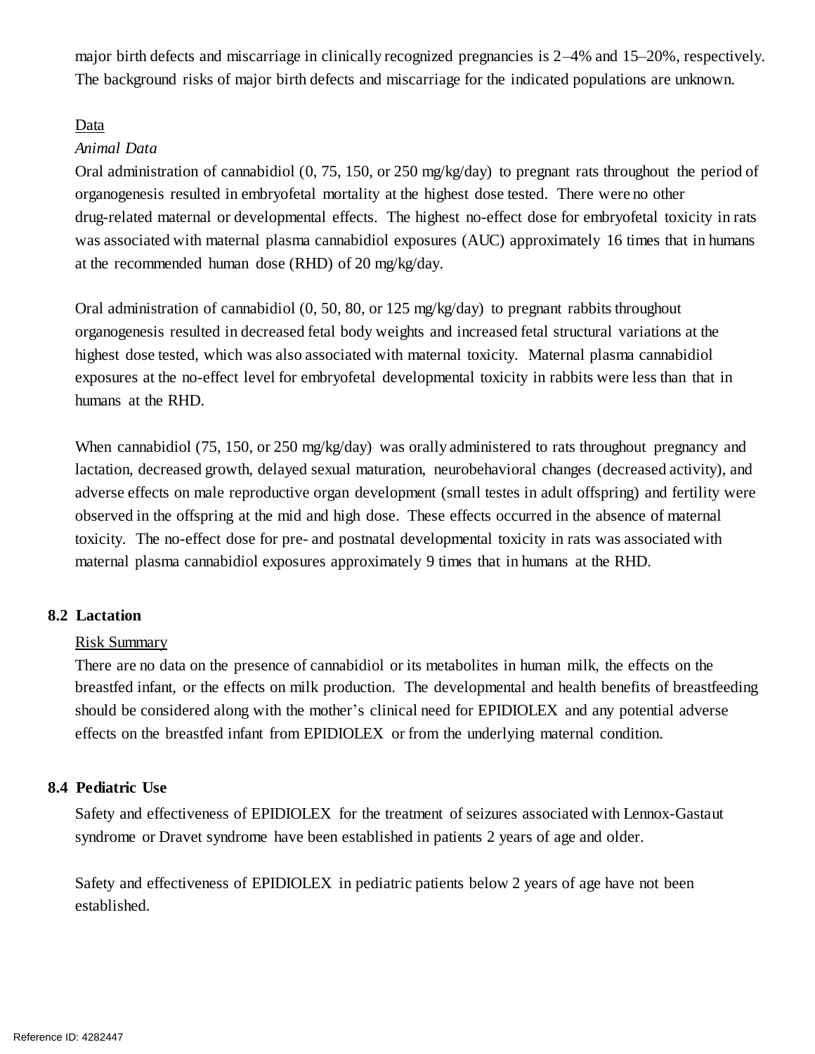major birth defects and miscarriage in clinically recognized pregnancies is 2–4% and 15–20%, respectively. The background risks of major birth defects and miscarriage for the indicated populations are unknown.

Data

*Animal Data*

Oral administration of cannabidiol (0, 75, 150, or 250 mg/kg/day) to pregnant rats throughout the period of organogenesis resulted in embryofetal mortality at the highest dose tested. There were no other drug-related maternal or developmental effects. The highest no-effect dose for embryofetal toxicity in rats was associated with maternal plasma cannabidiol exposures (AUC) approximately 16 times that in humans at the recommended human dose (RHD) of 20 mg/kg/day.

Oral administration of cannabidiol (0, 50, 80, or 125 mg/kg/day) to pregnant rabbits throughout organogenesis resulted in decreased fetal body weights and increased fetal structural variations at the highest dose tested, which was also associated with maternal toxicity. Maternal plasma cannabidiol exposures at the no-effect level for embryofetal developmental toxicity in rabbits were less than that in humans at the RHD.

When cannabidiol (75, 150, or 250 mg/kg/day) was orally administered to rats throughout pregnancy and lactation, decreased growth, delayed sexual maturation, neurobehavioral changes (decreased activity), and adverse effects on male reproductive organ development (small testes in adult offspring) and fertility were observed in the offspring at the mid and high dose. These effects occurred in the absence of maternal toxicity. The no-effect dose for pre- and postnatal developmental toxicity in rats was associated with maternal plasma cannabidiol exposures approximately 9 times that in humans at the RHD.

## 8.2 Lactation

Risk Summary

There are no data on the presence of cannabidiol or its metabolites in human milk, the effects on the breastfed infant, or the effects on milk production. The developmental and health benefits of breastfeeding should be considered along with the mother's clinical need for EPIDIOLEX and any potential adverse effects on the breastfed infant from EPIDIOLEX or from the underlying maternal condition.

## 8.4 Pediatric Use

Safety and effectiveness of EPIDIOLEX for the treatment of seizures associated with Lennox-Gastaut syndrome or Dravet syndrome have been established in patients 2 years of age and older.

Safety and effectiveness of EPIDIOLEX in pediatric patients below 2 years of age have not been established.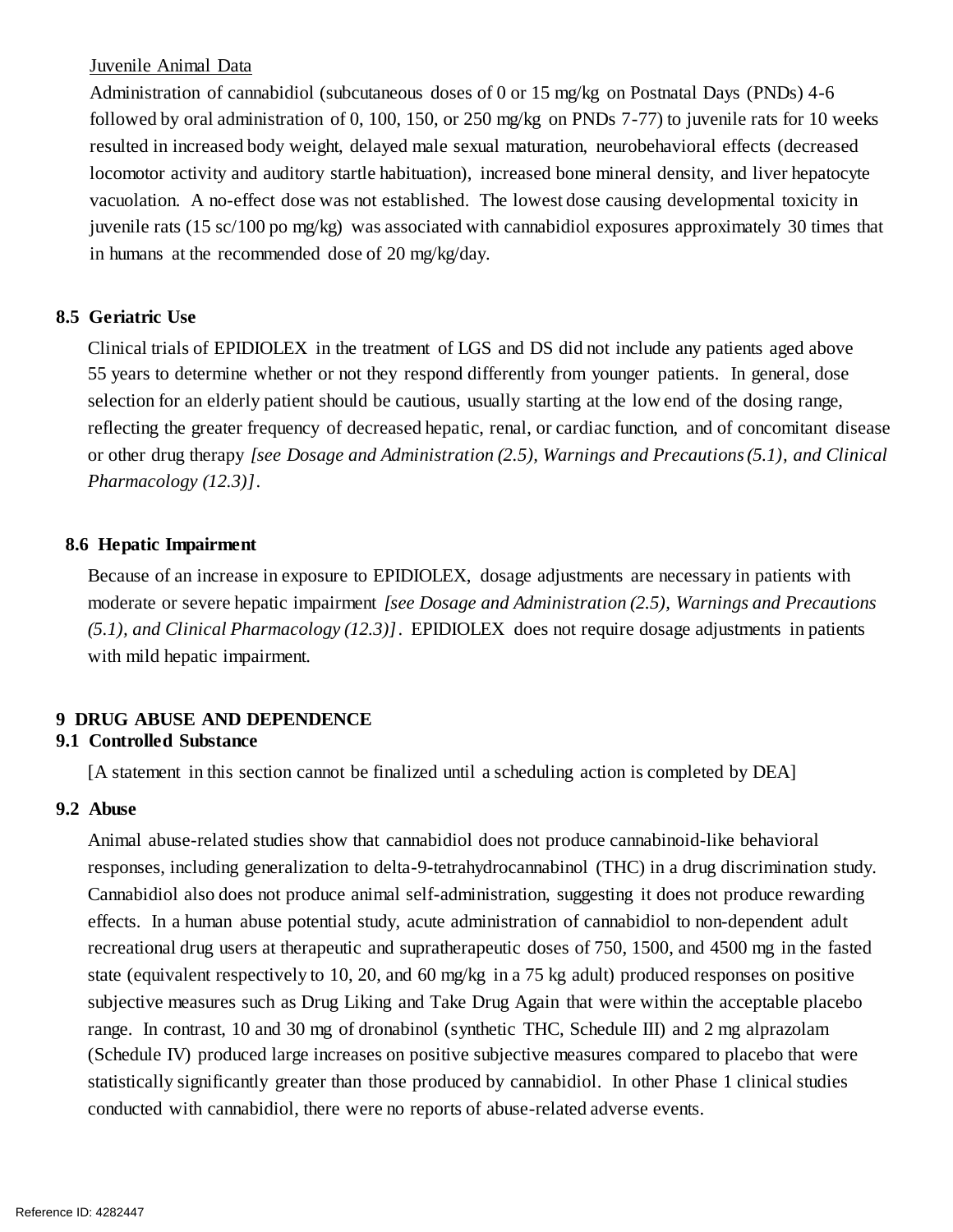Juvenile Animal Data

Administration of cannabidiol (subcutaneous doses of 0 or 15 mg/kg on Postnatal Days (PNDs) 4-6 followed by oral administration of 0, 100, 150, or 250 mg/kg on PNDs 7-77) to juvenile rats for 10 weeks resulted in increased body weight, delayed male sexual maturation, neurobehavioral effects (decreased locomotor activity and auditory startle habituation), increased bone mineral density, and liver hepatocyte vacuolation. A no-effect dose was not established. The lowest dose causing developmental toxicity in juvenile rats (15 sc/100 po mg/kg) was associated with cannabidiol exposures approximately 30 times that in humans at the recommended dose of 20 mg/kg/day.

### 8.5 Geriatric Use

Clinical trials of EPIDIOLEX in the treatment of LGS and DS did not include any patients aged above 55 years to determine whether or not they respond differently from younger patients. In general, dose selection for an elderly patient should be cautious, usually starting at the low end of the dosing range, reflecting the greater frequency of decreased hepatic, renal, or cardiac function, and of concomitant disease or other drug therapy *[see Dosage and Administration (2.5), Warnings and Precautions (5.1), and Clinical Pharmacology (12.3)]*.

### 8.6 Hepatic Impairment

Because of an increase in exposure to EPIDIOLEX, dosage adjustments are necessary in patients with moderate or severe hepatic impairment *[see Dosage and Administration (2.5), Warnings and Precautions (5.1), and Clinical Pharmacology (12.3)]*. EPIDIOLEX does not require dosage adjustments in patients with mild hepatic impairment.

## 9 DRUG ABUSE AND DEPENDENCE

### 9.1 Controlled Substance

[A statement in this section cannot be finalized until a scheduling action is completed by DEA]

### 9.2 Abuse

Animal abuse-related studies show that cannabidiol does not produce cannabinoid-like behavioral responses, including generalization to delta-9-tetrahydrocannabinol (THC) in a drug discrimination study. Cannabidiol also does not produce animal self-administration, suggesting it does not produce rewarding effects. In a human abuse potential study, acute administration of cannabidiol to non-dependent adult recreational drug users at therapeutic and supratherapeutic doses of 750, 1500, and 4500 mg in the fasted state (equivalent respectively to 10, 20, and 60 mg/kg in a 75 kg adult) produced responses on positive subjective measures such as Drug Liking and Take Drug Again that were within the acceptable placebo range. In contrast, 10 and 30 mg of dronabinol (synthetic THC, Schedule III) and 2 mg alprazolam (Schedule IV) produced large increases on positive subjective measures compared to placebo that were statistically significantly greater than those produced by cannabidiol. In other Phase 1 clinical studies conducted with cannabidiol, there were no reports of abuse-related adverse events.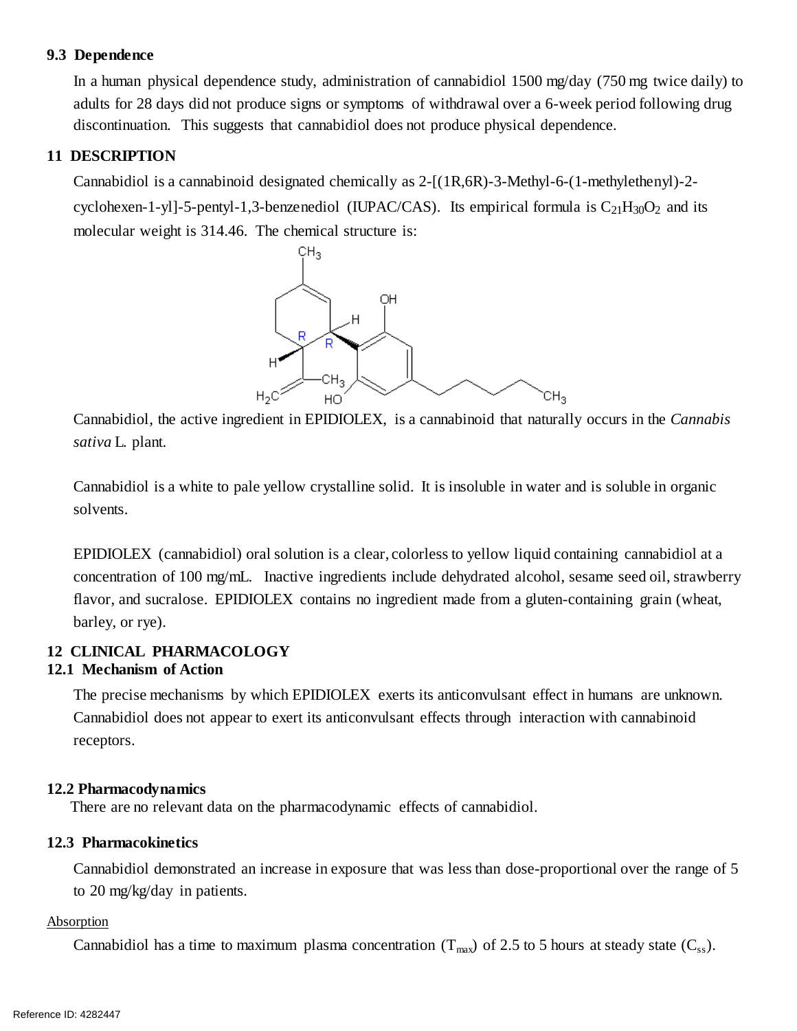### 9.3 Dependence

In a human physical dependence study, administration of cannabidiol 1500 mg/day (750 mg twice daily) to adults for 28 days did not produce signs or symptoms of withdrawal over a 6-week period following drug discontinuation. This suggests that cannabidiol does not produce physical dependence.

## 11 DESCRIPTION

Cannabidiol is a cannabinoid designated chemically as 2-[(1R,6R)-3-Methyl-6-(1-methylethenyl)-2-cyclohexen-1-yl]-5-pentyl-1,3-benzenediol (IUPAC/CAS). Its empirical formula is $C_{21}H_{30}O_2$ and its molecular weight is 314.46. The chemical structure is:

Cannabidiol, the active ingredient in EPIDIOLEX, is a cannabinoid that naturally occurs in the *Cannabis sativa* L. plant.

Cannabidiol is a white to pale yellow crystalline solid. It is insoluble in water and is soluble in organic solvents.

EPIDIOLEX (cannabidiol) oral solution is a clear, colorless to yellow liquid containing cannabidiol at a concentration of 100 mg/mL. Inactive ingredients include dehydrated alcohol, sesame seed oil, strawberry flavor, and sucralose. EPIDIOLEX contains no ingredient made from a gluten-containing grain (wheat, barley, or rye).

## 12 CLINICAL PHARMACOLOGY

### 12.1 Mechanism of Action

The precise mechanisms by which EPIDIOLEX exerts its anticonvulsant effect in humans are unknown. Cannabidiol does not appear to exert its anticonvulsant effects through interaction with cannabinoid receptors.

### 12.2 Pharmacodynamics

There are no relevant data on the pharmacodynamic effects of cannabidiol.

### 12.3 Pharmacokinetics

Cannabidiol demonstrated an increase in exposure that was less than dose-proportional over the range of 5 to 20 mg/kg/day in patients.

Absorption

Cannabidiol has a time to maximum plasma concentration ($T_{max}$) of 2.5 to 5 hours at steady state ($C_{ss}$).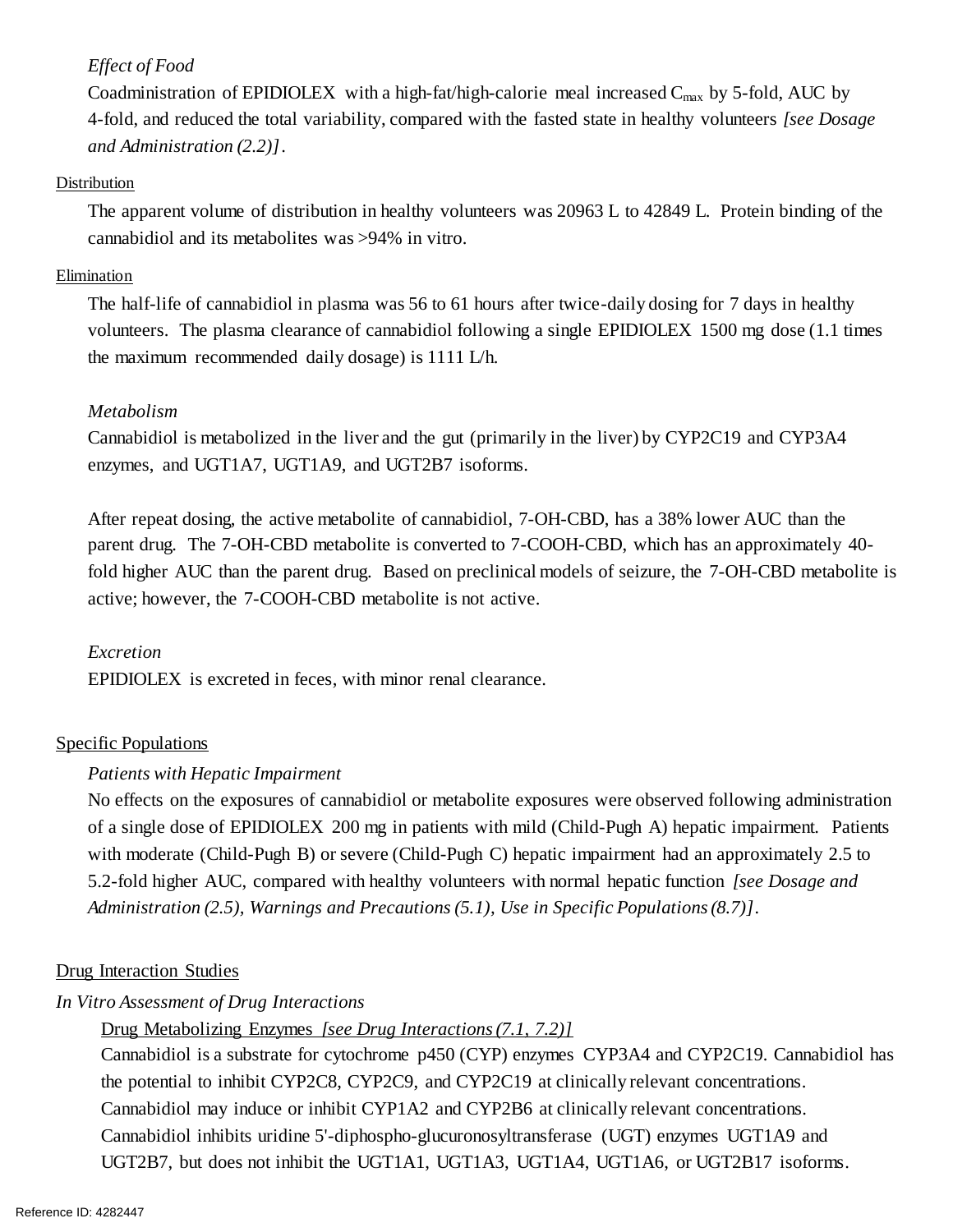*Effect of Food*

Coadministration of EPIDIOLEX with a high-fat/high-calorie meal increased $C_{max}$ by 5-fold, AUC by 4-fold, and reduced the total variability, compared with the fasted state in healthy volunteers *[see Dosage and Administration (2.2)]*.

Distribution

The apparent volume of distribution in healthy volunteers was 20963 L to 42849 L. Protein binding of the cannabidiol and its metabolites was >94% in vitro.

Elimination

The half-life of cannabidiol in plasma was 56 to 61 hours after twice-daily dosing for 7 days in healthy volunteers. The plasma clearance of cannabidiol following a single EPIDIOLEX 1500 mg dose (1.1 times the maximum recommended daily dosage) is 1111 L/h.

*Metabolism*

Cannabidiol is metabolized in the liver and the gut (primarily in the liver) by CYP2C19 and CYP3A4 enzymes, and UGT1A7, UGT1A9, and UGT2B7 isoforms.

After repeat dosing, the active metabolite of cannabidiol, 7-OH-CBD, has a 38% lower AUC than the parent drug. The 7-OH-CBD metabolite is converted to 7-COOH-CBD, which has an approximately 40-fold higher AUC than the parent drug. Based on preclinical models of seizure, the 7-OH-CBD metabolite is active; however, the 7-COOH-CBD metabolite is not active.

*Excretion*

EPIDIOLEX is excreted in feces, with minor renal clearance.

Specific Populations

*Patients with Hepatic Impairment*

No effects on the exposures of cannabidiol or metabolite exposures were observed following administration of a single dose of EPIDIOLEX 200 mg in patients with mild (Child-Pugh A) hepatic impairment. Patients with moderate (Child-Pugh B) or severe (Child-Pugh C) hepatic impairment had an approximately 2.5 to 5.2-fold higher AUC, compared with healthy volunteers with normal hepatic function *[see Dosage and Administration (2.5), Warnings and Precautions (5.1), Use in Specific Populations (8.7)]*.

Drug Interaction Studies

*In Vitro Assessment of Drug Interactions*

Drug Metabolizing Enzymes *[see Drug Interactions (7.1, 7.2)]*

Cannabidiol is a substrate for cytochrome p450 (CYP) enzymes CYP3A4 and CYP2C19. Cannabidiol has the potential to inhibit CYP2C8, CYP2C9, and CYP2C19 at clinically relevant concentrations. Cannabidiol may induce or inhibit CYP1A2 and CYP2B6 at clinically relevant concentrations. Cannabidiol inhibits uridine 5'-diphospho-glucuronosyltransferase (UGT) enzymes UGT1A9 and UGT2B7, but does not inhibit the UGT1A1, UGT1A3, UGT1A4, UGT1A6, or UGT2B17 isoforms.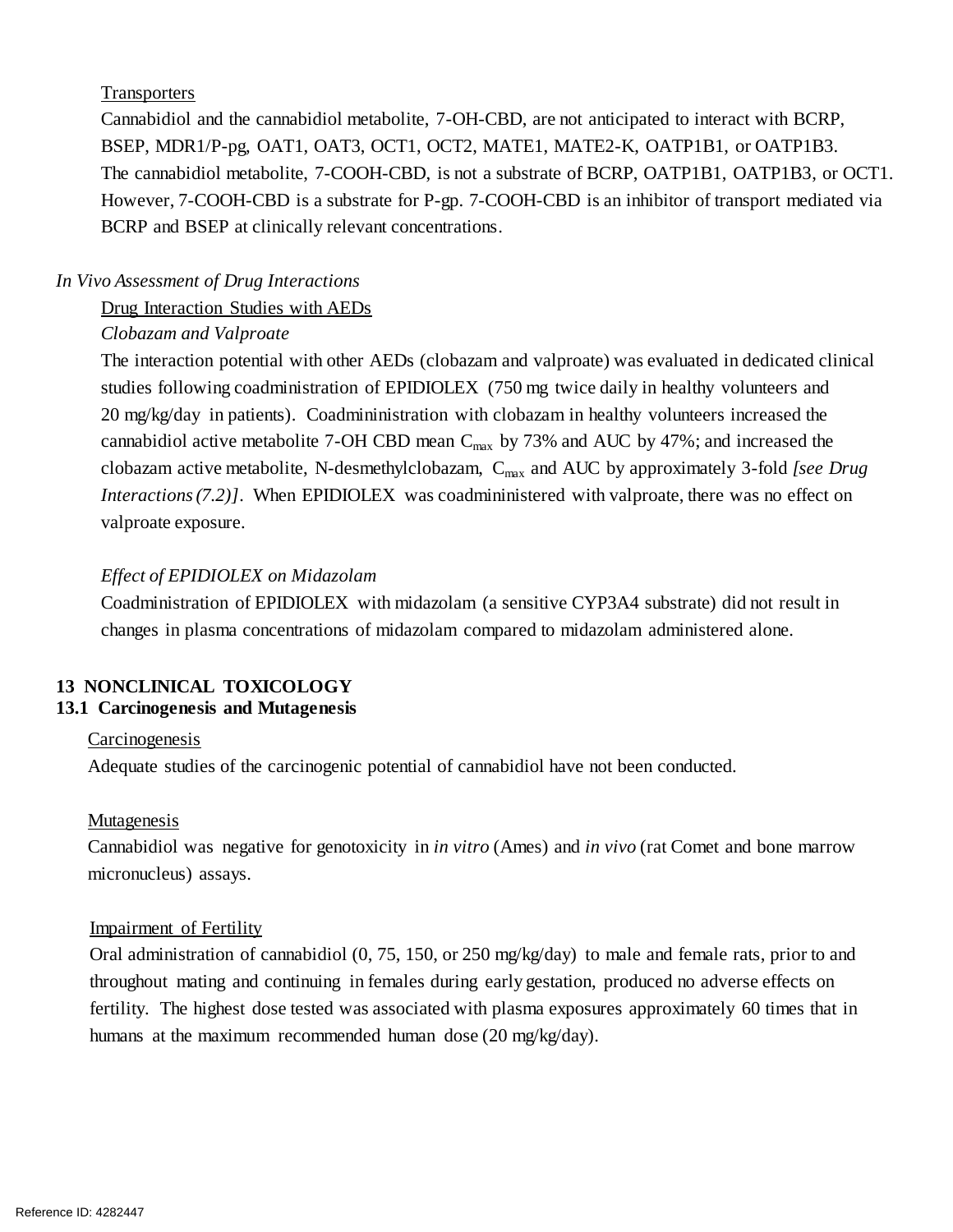Transporters

Cannabidiol and the cannabidiol metabolite, 7-OH-CBD, are not anticipated to interact with BCRP, BSEP, MDR1/P-pg, OAT1, OAT3, OCT1, OCT2, MATE1, MATE2-K, OATP1B1, or OATP1B3. The cannabidiol metabolite, 7-COOH-CBD, is not a substrate of BCRP, OATP1B1, OATP1B3, or OCT1. However, 7-COOH-CBD is a substrate for P-gp. 7-COOH-CBD is an inhibitor of transport mediated via BCRP and BSEP at clinically relevant concentrations.

*In Vivo Assessment of Drug Interactions*

Drug Interaction Studies with AEDs

*Clobazam and Valproate*

The interaction potential with other AEDs (clobazam and valproate) was evaluated in dedicated clinical studies following coadministration of EPIDIOLEX (750 mg twice daily in healthy volunteers and 20 mg/kg/day in patients). Coadmininistration with clobazam in healthy volunteers increased the cannabidiol active metabolite 7-OH CBD mean $C_{max}$ by 73% and AUC by 47%; and increased the clobazam active metabolite, N-desmethylclobazam, $C_{max}$ and AUC by approximately 3-fold *[see Drug Interactions (7.2)]*. When EPIDIOLEX was coadmininistered with valproate, there was no effect on valproate exposure.

*Effect of EPIDIOLEX on Midazolam*

Coadministration of EPIDIOLEX with midazolam (a sensitive CYP3A4 substrate) did not result in changes in plasma concentrations of midazolam compared to midazolam administered alone.

## 13 NONCLINICAL TOXICOLOGY

### 13.1 Carcinogenesis and Mutagenesis

Carcinogenesis

Adequate studies of the carcinogenic potential of cannabidiol have not been conducted.

Mutagenesis

Cannabidiol was negative for genotoxicity in *in vitro* (Ames) and *in vivo* (rat Comet and bone marrow micronucleus) assays.

Impairment of Fertility

Oral administration of cannabidiol (0, 75, 150, or 250 mg/kg/day) to male and female rats, prior to and throughout mating and continuing in females during early gestation, produced no adverse effects on fertility. The highest dose tested was associated with plasma exposures approximately 60 times that in humans at the maximum recommended human dose (20 mg/kg/day).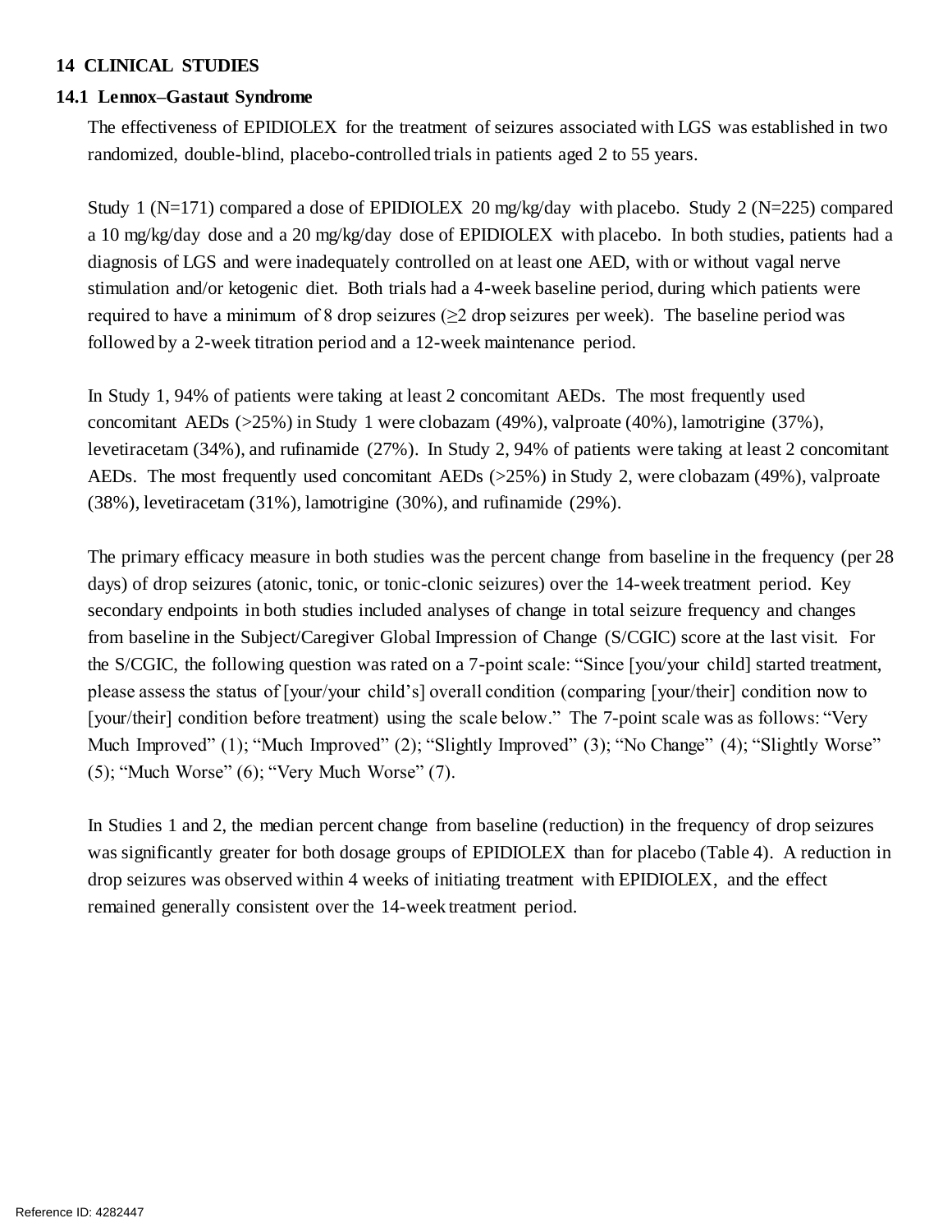## 14 CLINICAL STUDIES

### 14.1 Lennox–Gastaut Syndrome

The effectiveness of EPIDIOLEX for the treatment of seizures associated with LGS was established in two randomized, double-blind, placebo-controlled trials in patients aged 2 to 55 years.

Study 1 (N=171) compared a dose of EPIDIOLEX 20 mg/kg/day with placebo. Study 2 (N=225) compared a 10 mg/kg/day dose and a 20 mg/kg/day dose of EPIDIOLEX with placebo. In both studies, patients had a diagnosis of LGS and were inadequately controlled on at least one AED, with or without vagal nerve stimulation and/or ketogenic diet. Both trials had a 4-week baseline period, during which patients were required to have a minimum of 8 drop seizures (≥2 drop seizures per week). The baseline period was followed by a 2-week titration period and a 12-week maintenance period.

In Study 1, 94% of patients were taking at least 2 concomitant AEDs. The most frequently used concomitant AEDs (>25%) in Study 1 were clobazam (49%), valproate (40%), lamotrigine (37%), levetiracetam (34%), and rufinamide (27%). In Study 2, 94% of patients were taking at least 2 concomitant AEDs. The most frequently used concomitant AEDs (>25%) in Study 2, were clobazam (49%), valproate (38%), levetiracetam (31%), lamotrigine (30%), and rufinamide (29%).

The primary efficacy measure in both studies was the percent change from baseline in the frequency (per 28 days) of drop seizures (atonic, tonic, or tonic-clonic seizures) over the 14-week treatment period. Key secondary endpoints in both studies included analyses of change in total seizure frequency and changes from baseline in the Subject/Caregiver Global Impression of Change (S/CGIC) score at the last visit. For the S/CGIC, the following question was rated on a 7-point scale: "Since [you/your child] started treatment, please assess the status of [your/your child's] overall condition (comparing [your/their] condition now to [your/their] condition before treatment) using the scale below." The 7-point scale was as follows: "Very Much Improved" (1); "Much Improved" (2); "Slightly Improved" (3); "No Change" (4); "Slightly Worse" (5); "Much Worse" (6); "Very Much Worse" (7).

In Studies 1 and 2, the median percent change from baseline (reduction) in the frequency of drop seizures was significantly greater for both dosage groups of EPIDIOLEX than for placebo (Table 4). A reduction in drop seizures was observed within 4 weeks of initiating treatment with EPIDIOLEX, and the effect remained generally consistent over the 14-week treatment period.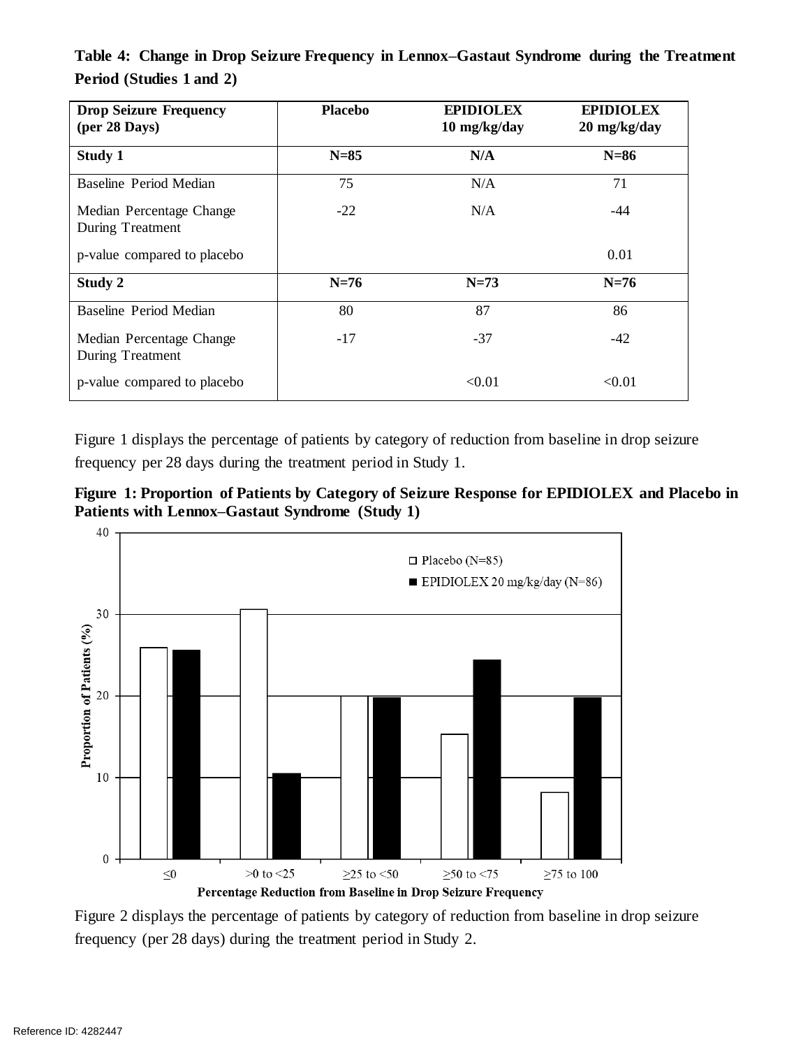**Table 4: Change in Drop Seizure Frequency in Lennox–Gastaut Syndrome during the Treatment Period (Studies 1 and 2)**

| Drop Seizure Frequency (per 28 Days) | Placebo | EPIDIOLEX 10 mg/kg/day | EPIDIOLEX 20 mg/kg/day |
|---|---|---|---|
| **Study 1** | **N=85** | **N/A** | **N=86** |
| Baseline Period Median | 75 | N/A | 71 |
| Median Percentage Change During Treatment | -22 | N/A | -44 |
| p-value compared to placebo | | | 0.01 |
| **Study 2** | **N=76** | **N=73** | **N=76** |
| Baseline Period Median | 80 | 87 | 86 |
| Median Percentage Change During Treatment | -17 | -37 | -42 |
| p-value compared to placebo | | <0.01 | <0.01 |

Figure 1 displays the percentage of patients by category of reduction from baseline in drop seizure frequency per 28 days during the treatment period in Study 1.

**Figure 1: Proportion of Patients by Category of Seizure Response for EPIDIOLEX and Placebo in Patients with Lennox–Gastaut Syndrome (Study 1)**

Proportion of Patients (%)

40
30
20
10
0

□ Placebo (N=85)
■ EPIDIOLEX 20 mg/kg/day (N=86)

≤0
>0 to <25
≥25 to <50
≥50 to <75
≥75 to 100

Percentage Reduction from Baseline in Drop Seizure Frequency

Figure 2 displays the percentage of patients by category of reduction from baseline in drop seizure frequency (per 28 days) during the treatment period in Study 2.

Reference ID: 4282447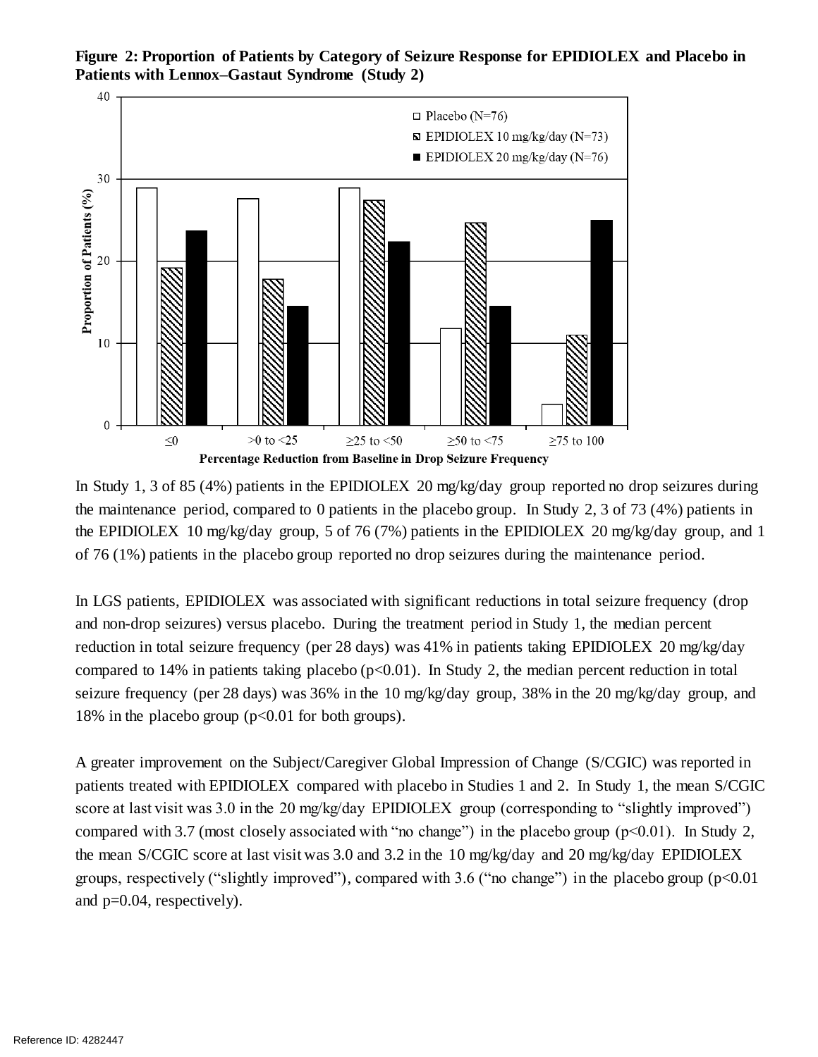**Figure 2: Proportion of Patients by Category of Seizure Response for EPIDIOLEX and Placebo in Patients with Lennox–Gastaut Syndrome (Study 2)**

Placebo (N=76)
EPIDIOLEX 10 mg/kg/day (N=73)
EPIDIOLEX 20 mg/kg/day (N=76)

Proportion of Patients (%)
0
10
20
30
40

≤0
>0 to <25
≥25 to <50
≥50 to <75
≥75 to 100

Percentage Reduction from Baseline in Drop Seizure Frequency

In Study 1, 3 of 85 (4%) patients in the EPIDIOLEX 20 mg/kg/day group reported no drop seizures during the maintenance period, compared to 0 patients in the placebo group. In Study 2, 3 of 73 (4%) patients in the EPIDIOLEX 10 mg/kg/day group, 5 of 76 (7%) patients in the EPIDIOLEX 20 mg/kg/day group, and 1 of 76 (1%) patients in the placebo group reported no drop seizures during the maintenance period.

In LGS patients, EPIDIOLEX was associated with significant reductions in total seizure frequency (drop and non-drop seizures) versus placebo. During the treatment period in Study 1, the median percent reduction in total seizure frequency (per 28 days) was 41% in patients taking EPIDIOLEX 20 mg/kg/day compared to 14% in patients taking placebo ($p<0.01$). In Study 2, the median percent reduction in total seizure frequency (per 28 days) was 36% in the 10 mg/kg/day group, 38% in the 20 mg/kg/day group, and 18% in the placebo group ($p<0.01$ for both groups).

A greater improvement on the Subject/Caregiver Global Impression of Change (S/CGIC) was reported in patients treated with EPIDIOLEX compared with placebo in Studies 1 and 2. In Study 1, the mean S/CGIC score at last visit was 3.0 in the 20 mg/kg/day EPIDIOLEX group (corresponding to "slightly improved") compared with 3.7 (most closely associated with "no change") in the placebo group ($p<0.01$). In Study 2, the mean S/CGIC score at last visit was 3.0 and 3.2 in the 10 mg/kg/day and 20 mg/kg/day EPIDIOLEX groups, respectively ("slightly improved"), compared with 3.6 ("no change") in the placebo group ($p<0.01$ and $p=0.04$, respectively).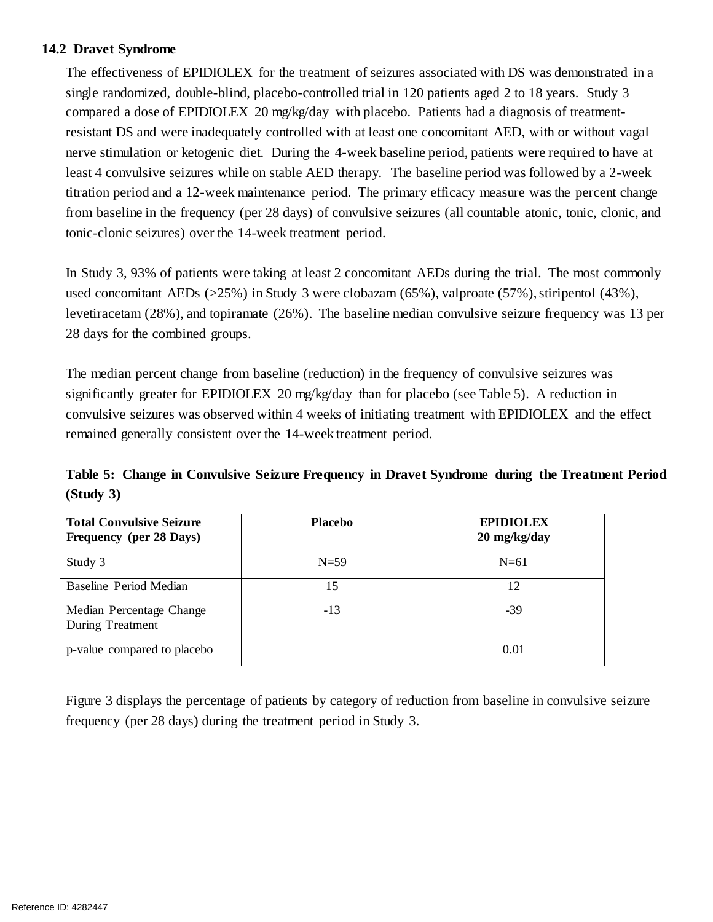### 14.2 Dravet Syndrome

The effectiveness of EPIDIOLEX for the treatment of seizures associated with DS was demonstrated in a single randomized, double-blind, placebo-controlled trial in 120 patients aged 2 to 18 years. Study 3 compared a dose of EPIDIOLEX 20 mg/kg/day with placebo. Patients had a diagnosis of treatment-resistant DS and were inadequately controlled with at least one concomitant AED, with or without vagal nerve stimulation or ketogenic diet. During the 4-week baseline period, patients were required to have at least 4 convulsive seizures while on stable AED therapy. The baseline period was followed by a 2-week titration period and a 12-week maintenance period. The primary efficacy measure was the percent change from baseline in the frequency (per 28 days) of convulsive seizures (all countable atonic, tonic, clonic, and tonic-clonic seizures) over the 14-week treatment period.

In Study 3, 93% of patients were taking at least 2 concomitant AEDs during the trial. The most commonly used concomitant AEDs (>25%) in Study 3 were clobazam (65%), valproate (57%), stiripentol (43%), levetiracetam (28%), and topiramate (26%). The baseline median convulsive seizure frequency was 13 per 28 days for the combined groups.

The median percent change from baseline (reduction) in the frequency of convulsive seizures was significantly greater for EPIDIOLEX 20 mg/kg/day than for placebo (see Table 5). A reduction in convulsive seizures was observed within 4 weeks of initiating treatment with EPIDIOLEX and the effect remained generally consistent over the 14-week treatment period.

**Table 5: Change in Convulsive Seizure Frequency in Dravet Syndrome during the Treatment Period (Study 3)**

| Total Convulsive Seizure Frequency (per 28 Days) | Placebo | EPIDIOLEX 20 mg/kg/day |
|---|---|---|
| Study 3 | N=59 | N=61 |
| Baseline Period Median | 15 | 12 |
| Median Percentage Change During Treatment | -13 | -39 |
| p-value compared to placebo | | 0.01 |

Figure 3 displays the percentage of patients by category of reduction from baseline in convulsive seizure frequency (per 28 days) during the treatment period in Study 3.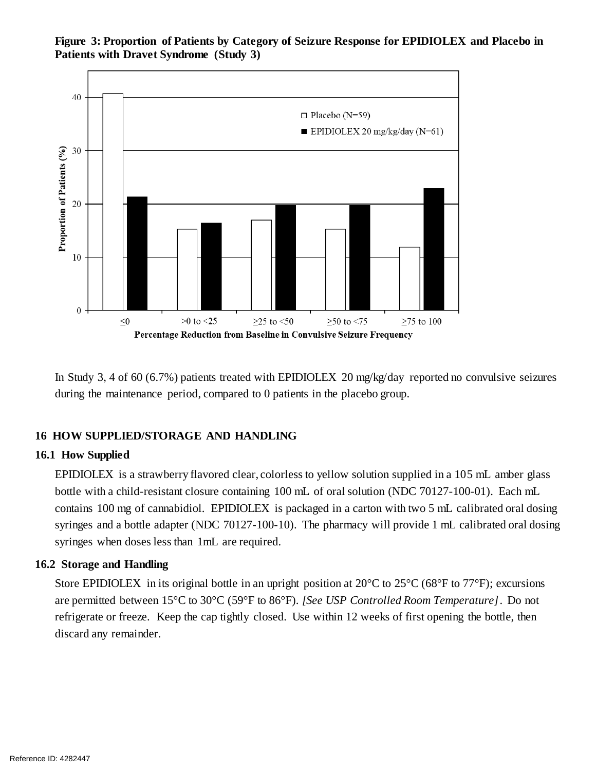**Figure 3: Proportion of Patients by Category of Seizure Response for EPIDIOLEX and Placebo in Patients with Dravet Syndrome (Study 3)**

Proportion of Patients (%)

40
30
20
10
0

□ Placebo (N=59)
■ EPIDIOLEX 20 mg/kg/day (N=61)

≤0
>0 to <25
≥25 to <50
≥50 to <75
≥75 to 100

Percentage Reduction from Baseline in Convulsive Seizure Frequency

In Study 3, 4 of 60 (6.7%) patients treated with EPIDIOLEX 20 mg/kg/day reported no convulsive seizures during the maintenance period, compared to 0 patients in the placebo group.

## 16 HOW SUPPLIED/STORAGE AND HANDLING

### 16.1 How Supplied

EPIDIOLEX is a strawberry flavored clear, colorless to yellow solution supplied in a 105 mL amber glass bottle with a child-resistant closure containing 100 mL of oral solution (NDC 70127-100-01). Each mL contains 100 mg of cannabidiol. EPIDIOLEX is packaged in a carton with two 5 mL calibrated oral dosing syringes and a bottle adapter (NDC 70127-100-10). The pharmacy will provide 1 mL calibrated oral dosing syringes when doses less than 1mL are required.

### 16.2 Storage and Handling

Store EPIDIOLEX in its original bottle in an upright position at 20°C to 25°C (68°F to 77°F); excursions are permitted between 15°C to 30°C (59°F to 86°F). *[See USP Controlled Room Temperature]*. Do not refrigerate or freeze. Keep the cap tightly closed. Use within 12 weeks of first opening the bottle, then discard any remainder.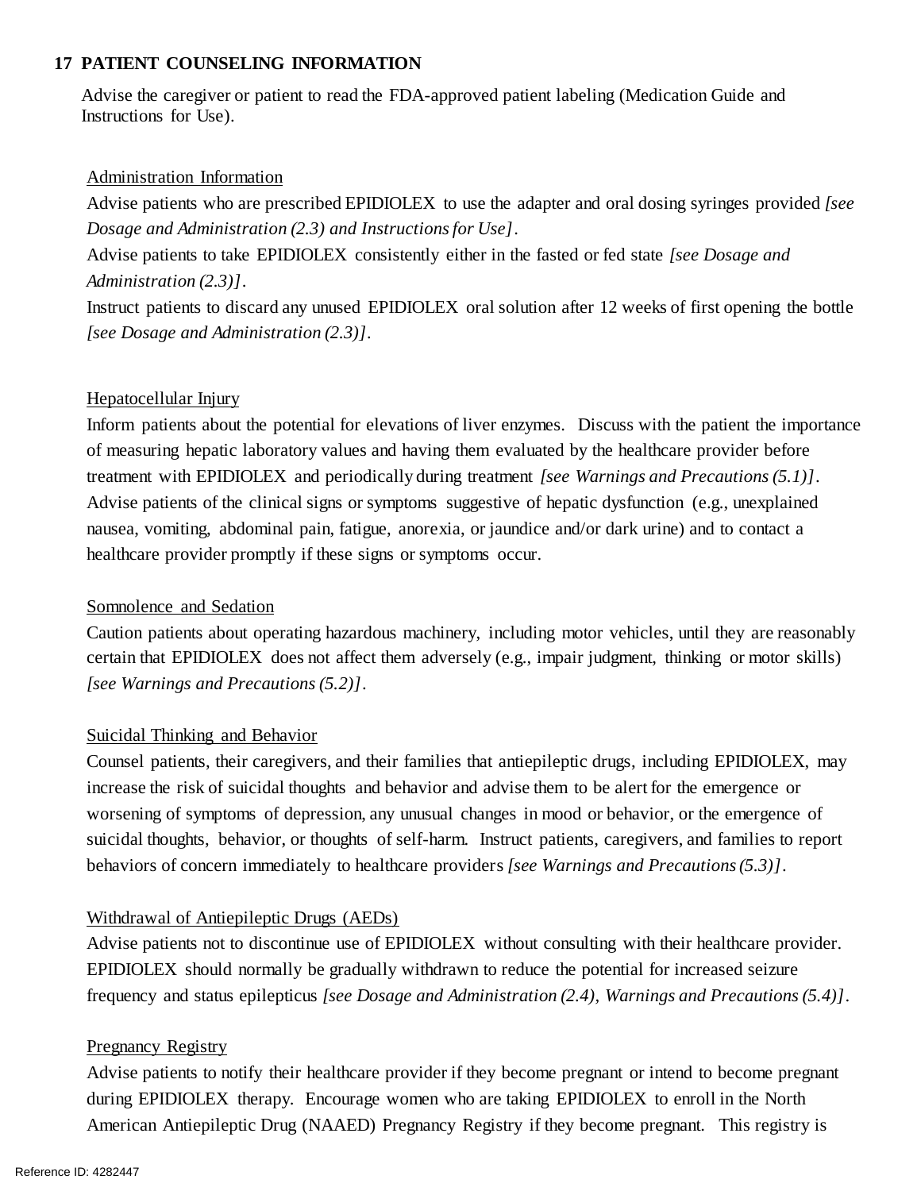## 17 PATIENT COUNSELING INFORMATION

Advise the caregiver or patient to read the FDA-approved patient labeling (Medication Guide and Instructions for Use).

Administration Information

Advise patients who are prescribed EPIDIOLEX to use the adapter and oral dosing syringes provided *[see Dosage and Administration (2.3) and Instructions for Use]*.

Advise patients to take EPIDIOLEX consistently either in the fasted or fed state *[see Dosage and Administration (2.3)]*.

Instruct patients to discard any unused EPIDIOLEX oral solution after 12 weeks of first opening the bottle *[see Dosage and Administration (2.3)]*.

Hepatocellular Injury

Inform patients about the potential for elevations of liver enzymes. Discuss with the patient the importance of measuring hepatic laboratory values and having them evaluated by the healthcare provider before treatment with EPIDIOLEX and periodically during treatment *[see Warnings and Precautions (5.1)]*. Advise patients of the clinical signs or symptoms suggestive of hepatic dysfunction (e.g., unexplained nausea, vomiting, abdominal pain, fatigue, anorexia, or jaundice and/or dark urine) and to contact a healthcare provider promptly if these signs or symptoms occur.

Somnolence and Sedation

Caution patients about operating hazardous machinery, including motor vehicles, until they are reasonably certain that EPIDIOLEX does not affect them adversely (e.g., impair judgment, thinking or motor skills) *[see Warnings and Precautions (5.2)]*.

Suicidal Thinking and Behavior

Counsel patients, their caregivers, and their families that antiepileptic drugs, including EPIDIOLEX, may increase the risk of suicidal thoughts and behavior and advise them to be alert for the emergence or worsening of symptoms of depression, any unusual changes in mood or behavior, or the emergence of suicidal thoughts, behavior, or thoughts of self-harm. Instruct patients, caregivers, and families to report behaviors of concern immediately to healthcare providers *[see Warnings and Precautions (5.3)]*.

Withdrawal of Antiepileptic Drugs (AEDs)

Advise patients not to discontinue use of EPIDIOLEX without consulting with their healthcare provider. EPIDIOLEX should normally be gradually withdrawn to reduce the potential for increased seizure frequency and status epilepticus *[see Dosage and Administration (2.4), Warnings and Precautions (5.4)]*.

Pregnancy Registry

Advise patients to notify their healthcare provider if they become pregnant or intend to become pregnant during EPIDIOLEX therapy. Encourage women who are taking EPIDIOLEX to enroll in the North American Antiepileptic Drug (NAAED) Pregnancy Registry if they become pregnant. This registry is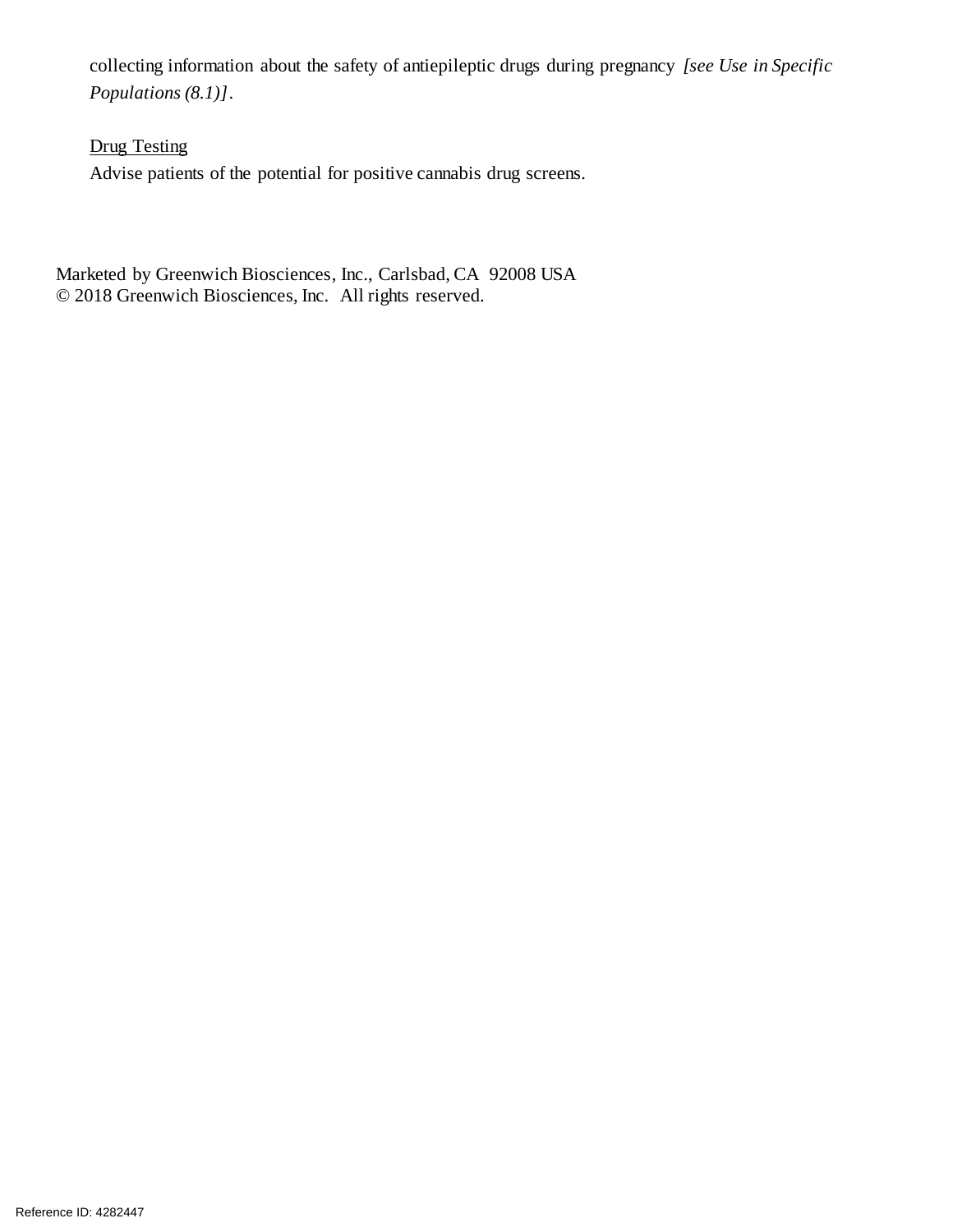collecting information about the safety of antiepileptic drugs during pregnancy *[see Use in Specific Populations (8.1)]*.

Drug Testing

Advise patients of the potential for positive cannabis drug screens.

Marketed by Greenwich Biosciences, Inc., Carlsbad, CA 92008 USA
© 2018 Greenwich Biosciences, Inc. All rights reserved.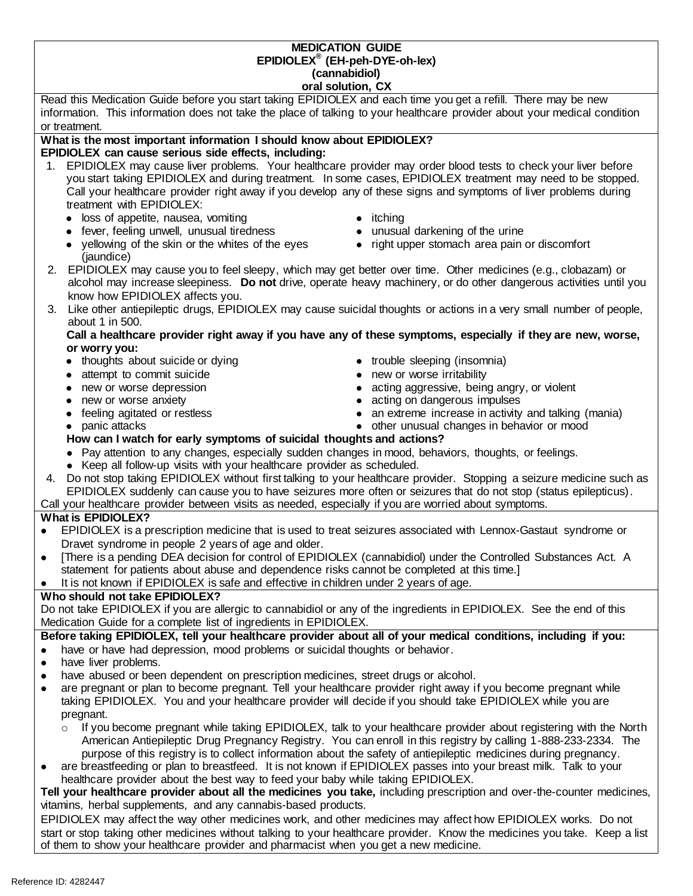**MEDICATION GUIDE**
**EPIDIOLEX® (EH-peh-DYE-oh-lex)**
**(cannabidiol)**
**oral solution, CX**

Read this Medication Guide before you start taking EPIDIOLEX and each time you get a refill. There may be new information. This information does not take the place of talking to your healthcare provider about your medical condition or treatment.

**What is the most important information I should know about EPIDIOLEX?**

**EPIDIOLEX can cause serious side effects, including:**

1. EPIDIOLEX may cause liver problems. Your healthcare provider may order blood tests to check your liver before you start taking EPIDIOLEX and during treatment. In some cases, EPIDIOLEX treatment may need to be stopped. Call your healthcare provider right away if you develop any of these signs and symptoms of liver problems during treatment with EPIDIOLEX:
   - loss of appetite, nausea, vomiting
   - fever, feeling unwell, unusual tiredness
   - yellowing of the skin or the whites of the eyes (jaundice)
   - itching
   - unusual darkening of the urine
   - right upper stomach area pain or discomfort
2. EPIDIOLEX may cause you to feel sleepy, which may get better over time. Other medicines (e.g., clobazam) or alcohol may increase sleepiness. **Do not** drive, operate heavy machinery, or do other dangerous activities until you know how EPIDIOLEX affects you.
3. Like other antiepileptic drugs, EPIDIOLEX may cause suicidal thoughts or actions in a very small number of people, about 1 in 500.

   **Call a healthcare provider right away if you have any of these symptoms, especially if they are new, worse, or worry you:**
   - thoughts about suicide or dying
   - attempt to commit suicide
   - new or worse depression
   - new or worse anxiety
   - feeling agitated or restless
   - panic attacks
   - trouble sleeping (insomnia)
   - new or worse irritability
   - acting aggressive, being angry, or violent
   - acting on dangerous impulses
   - an extreme increase in activity and talking (mania)
   - other unusual changes in behavior or mood

   **How can I watch for early symptoms of suicidal thoughts and actions?**
   - Pay attention to any changes, especially sudden changes in mood, behaviors, thoughts, or feelings.
   - Keep all follow-up visits with your healthcare provider as scheduled.
4. Do not stop taking EPIDIOLEX without first talking to your healthcare provider. Stopping a seizure medicine such as EPIDIOLEX suddenly can cause you to have seizures more often or seizures that do not stop (status epilepticus).

Call your healthcare provider between visits as needed, especially if you are worried about symptoms.

**What is EPIDIOLEX?**

- EPIDIOLEX is a prescription medicine that is used to treat seizures associated with Lennox-Gastaut syndrome or Dravet syndrome in people 2 years of age and older.
- [There is a pending DEA decision for control of EPIDIOLEX (cannabidiol) under the Controlled Substances Act. A statement for patients about abuse and dependence risks cannot be completed at this time.]
- It is not known if EPIDIOLEX is safe and effective in children under 2 years of age.

**Who should not take EPIDIOLEX?**

Do not take EPIDIOLEX if you are allergic to cannabidiol or any of the ingredients in EPIDIOLEX. See the end of this Medication Guide for a complete list of ingredients in EPIDIOLEX.

**Before taking EPIDIOLEX, tell your healthcare provider about all of your medical conditions, including if you:**

- have or have had depression, mood problems or suicidal thoughts or behavior.
- have liver problems.
- have abused or been dependent on prescription medicines, street drugs or alcohol.
- are pregnant or plan to become pregnant. Tell your healthcare provider right away if you become pregnant while taking EPIDIOLEX. You and your healthcare provider will decide if you should take EPIDIOLEX while you are pregnant.
  - If you become pregnant while taking EPIDIOLEX, talk to your healthcare provider about registering with the North American Antiepileptic Drug Pregnancy Registry. You can enroll in this registry by calling 1-888-233-2334. The purpose of this registry is to collect information about the safety of antiepileptic medicines during pregnancy.
- are breastfeeding or plan to breastfeed. It is not known if EPIDIOLEX passes into your breast milk. Talk to your healthcare provider about the best way to feed your baby while taking EPIDIOLEX.

**Tell your healthcare provider about all the medicines you take,** including prescription and over-the-counter medicines, vitamins, herbal supplements, and any cannabis-based products.

EPIDIOLEX may affect the way other medicines work, and other medicines may affect how EPIDIOLEX works. Do not start or stop taking other medicines without talking to your healthcare provider. Know the medicines you take. Keep a list of them to show your healthcare provider and pharmacist when you get a new medicine.

Reference ID: 4282447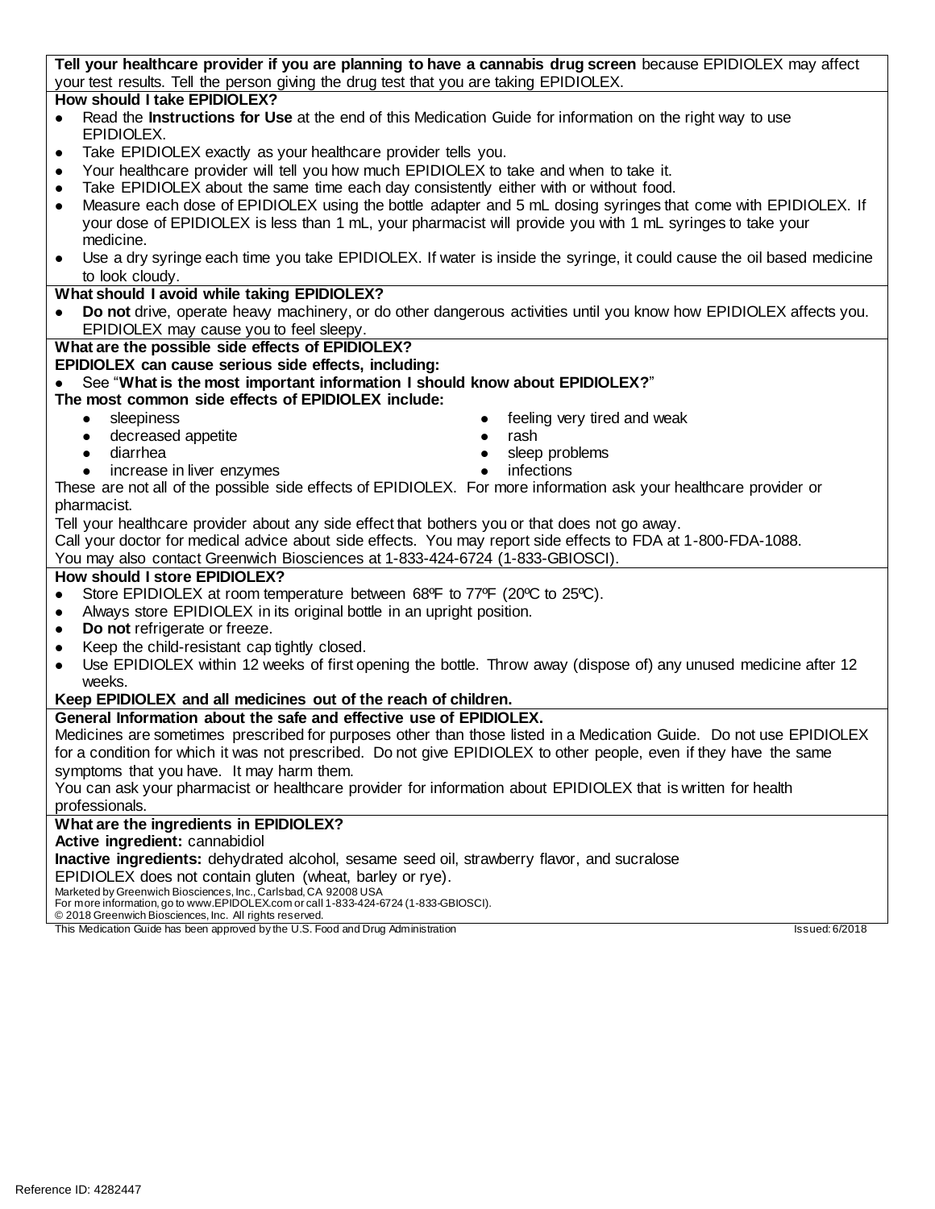**Tell your healthcare provider if you are planning to have a cannabis drug screen** because EPIDIOLEX may affect your test results. Tell the person giving the drug test that you are taking EPIDIOLEX.

**How should I take EPIDIOLEX?**

- Read the **Instructions for Use** at the end of this Medication Guide for information on the right way to use EPIDIOLEX.
- Take EPIDIOLEX exactly as your healthcare provider tells you.
- Your healthcare provider will tell you how much EPIDIOLEX to take and when to take it.
- Take EPIDIOLEX about the same time each day consistently either with or without food.
- Measure each dose of EPIDIOLEX using the bottle adapter and 5 mL dosing syringes that come with EPIDIOLEX. If your dose of EPIDIOLEX is less than 1 mL, your pharmacist will provide you with 1 mL syringes to take your medicine.
- Use a dry syringe each time you take EPIDIOLEX. If water is inside the syringe, it could cause the oil based medicine to look cloudy.

**What should I avoid while taking EPIDIOLEX?**

- **Do not** drive, operate heavy machinery, or do other dangerous activities until you know how EPIDIOLEX affects you. EPIDIOLEX may cause you to feel sleepy.

**What are the possible side effects of EPIDIOLEX?**

**EPIDIOLEX can cause serious side effects, including:**

- See "**What is the most important information I should know about EPIDIOLEX?**"

**The most common side effects of EPIDIOLEX include:**

- sleepiness
- decreased appetite
- diarrhea
- increase in liver enzymes
- feeling very tired and weak
- rash
- sleep problems
- infections

These are not all of the possible side effects of EPIDIOLEX. For more information ask your healthcare provider or pharmacist.

Tell your healthcare provider about any side effect that bothers you or that does not go away.

Call your doctor for medical advice about side effects. You may report side effects to FDA at 1-800-FDA-1088.

You may also contact Greenwich Biosciences at 1-833-424-6724 (1-833-GBIOSCI).

**How should I store EPIDIOLEX?**

- Store EPIDIOLEX at room temperature between 68ºF to 77ºF (20ºC to 25ºC).
- Always store EPIDIOLEX in its original bottle in an upright position.
- **Do not** refrigerate or freeze.
- Keep the child-resistant cap tightly closed.
- Use EPIDIOLEX within 12 weeks of first opening the bottle. Throw away (dispose of) any unused medicine after 12 weeks.

**Keep EPIDIOLEX and all medicines out of the reach of children.**

**General Information about the safe and effective use of EPIDIOLEX.**

Medicines are sometimes prescribed for purposes other than those listed in a Medication Guide. Do not use EPIDIOLEX for a condition for which it was not prescribed. Do not give EPIDIOLEX to other people, even if they have the same symptoms that you have. It may harm them.

You can ask your pharmacist or healthcare provider for information about EPIDIOLEX that is written for health professionals.

**What are the ingredients in EPIDIOLEX?**

**Active ingredient:** cannabidiol

**Inactive ingredients:** dehydrated alcohol, sesame seed oil, strawberry flavor, and sucralose

EPIDIOLEX does not contain gluten (wheat, barley or rye).

Marketed by Greenwich Biosciences, Inc., Carlsbad, CA 92008 USA
For more information, go to www.EPIDOLEX.com or call 1-833-424-6724 (1-833-GBIOSCI).
© 2018 Greenwich Biosciences, Inc. All rights reserved.

This Medication Guide has been approved by the U.S. Food and Drug Administration Issued: 6/2018

Reference ID: 4282447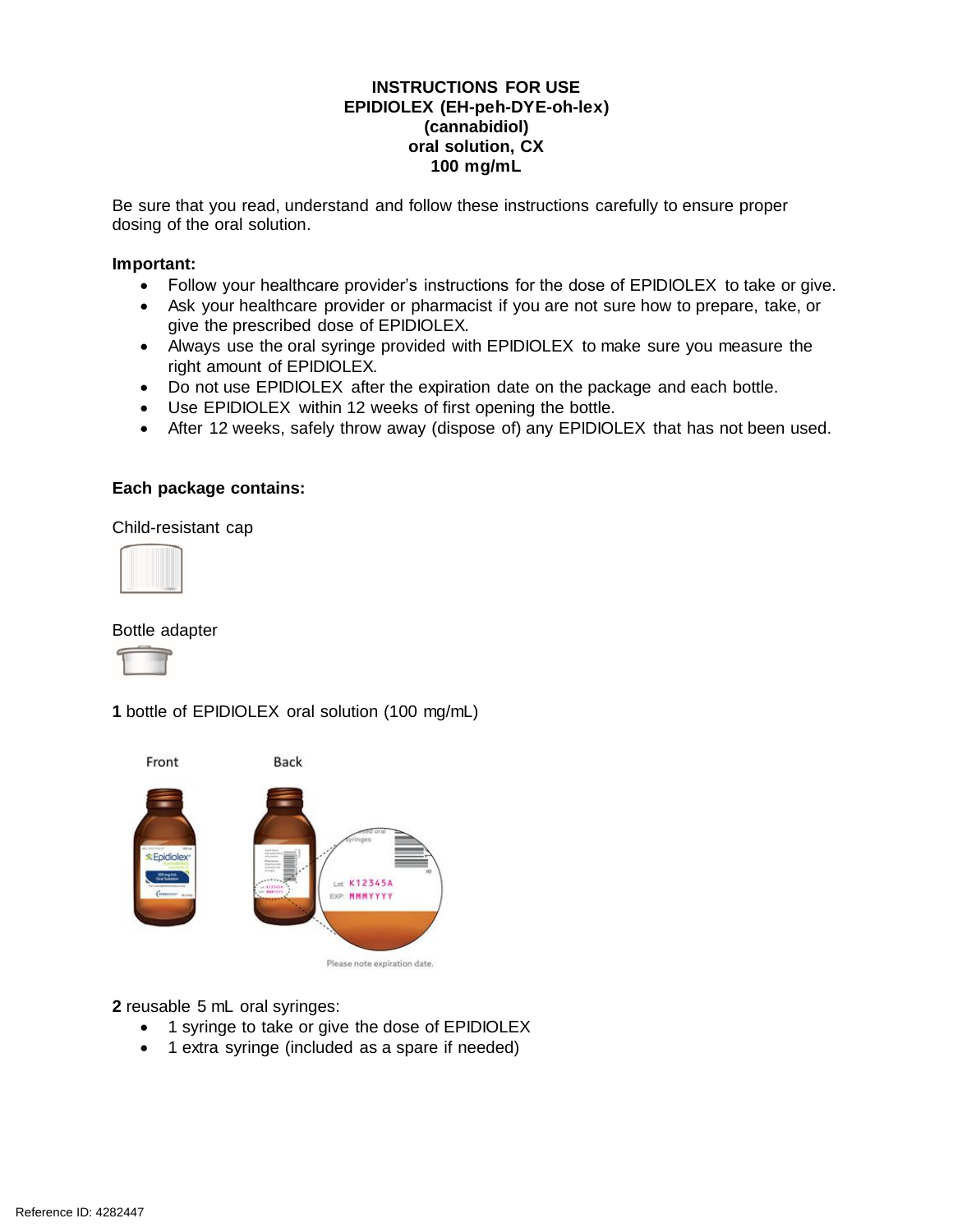# INSTRUCTIONS FOR USE
## EPIDIOLEX (EH-peh-DYE-oh-lex)
## (cannabidiol)
## oral solution, CX
## 100 mg/mL

Be sure that you read, understand and follow these instructions carefully to ensure proper dosing of the oral solution.

**Important:**

- Follow your healthcare provider's instructions for the dose of EPIDIOLEX to take or give.
- Ask your healthcare provider or pharmacist if you are not sure how to prepare, take, or give the prescribed dose of EPIDIOLEX.
- Always use the oral syringe provided with EPIDIOLEX to make sure you measure the right amount of EPIDIOLEX.
- Do not use EPIDIOLEX after the expiration date on the package and each bottle.
- Use EPIDIOLEX within 12 weeks of first opening the bottle.
- After 12 weeks, safely throw away (dispose of) any EPIDIOLEX that has not been used.

**Each package contains:**

Child-resistant cap

Bottle adapter

**1** bottle of EPIDIOLEX oral solution (100 mg/mL)

Front

Back

Lot: K12345A

EXP: MMMYYYY

Please note expiration date.

**2** reusable 5 mL oral syringes:

- 1 syringe to take or give the dose of EPIDIOLEX
- 1 extra syringe (included as a spare if needed)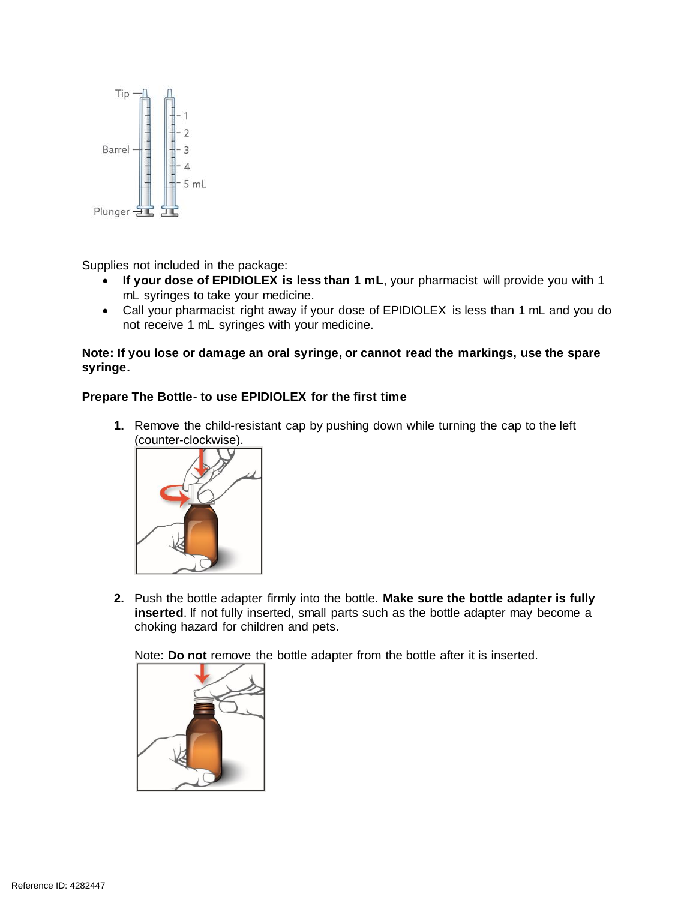Tip

Barrel

Plunger

1

2

3

4

5 mL

Supplies not included in the package:

- **If your dose of EPIDIOLEX is less than 1 mL**, your pharmacist will provide you with 1 mL syringes to take your medicine.
- Call your pharmacist right away if your dose of EPIDIOLEX is less than 1 mL and you do not receive 1 mL syringes with your medicine.

**Note: If you lose or damage an oral syringe, or cannot read the markings, use the spare syringe.**

**Prepare The Bottle- to use EPIDIOLEX for the first time**

1. Remove the child-resistant cap by pushing down while turning the cap to the left (counter-clockwise).

2. Push the bottle adapter firmly into the bottle. **Make sure the bottle adapter is fully inserted**. If not fully inserted, small parts such as the bottle adapter may become a choking hazard for children and pets.

   Note: **Do not** remove the bottle adapter from the bottle after it is inserted.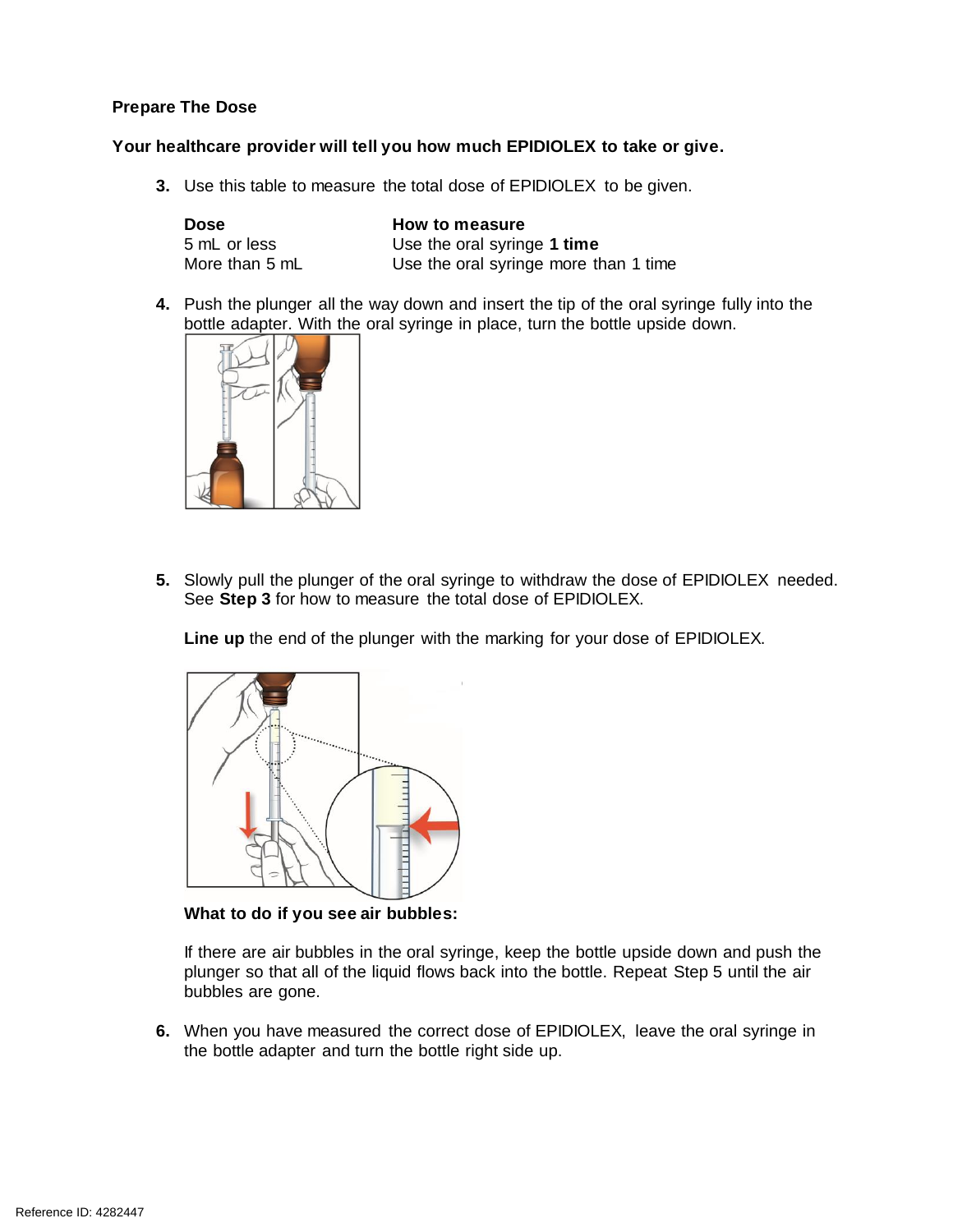**Prepare The Dose**

**Your healthcare provider will tell you how much EPIDIOLEX to take or give.**

3. Use this table to measure the total dose of EPIDIOLEX to be given.

| Dose | How to measure |
|---|---|
| 5 mL or less | Use the oral syringe **1 time** |
| More than 5 mL | Use the oral syringe more than 1 time |

4. Push the plunger all the way down and insert the tip of the oral syringe fully into the bottle adapter. With the oral syringe in place, turn the bottle upside down.

5. Slowly pull the plunger of the oral syringe to withdraw the dose of EPIDIOLEX needed. See **Step 3** for how to measure the total dose of EPIDIOLEX.

   **Line up** the end of the plunger with the marking for your dose of EPIDIOLEX.

   **What to do if you see air bubbles:**

   If there are air bubbles in the oral syringe, keep the bottle upside down and push the plunger so that all of the liquid flows back into the bottle. Repeat Step 5 until the air bubbles are gone.

6. When you have measured the correct dose of EPIDIOLEX, leave the oral syringe in the bottle adapter and turn the bottle right side up.

Reference ID: 4282447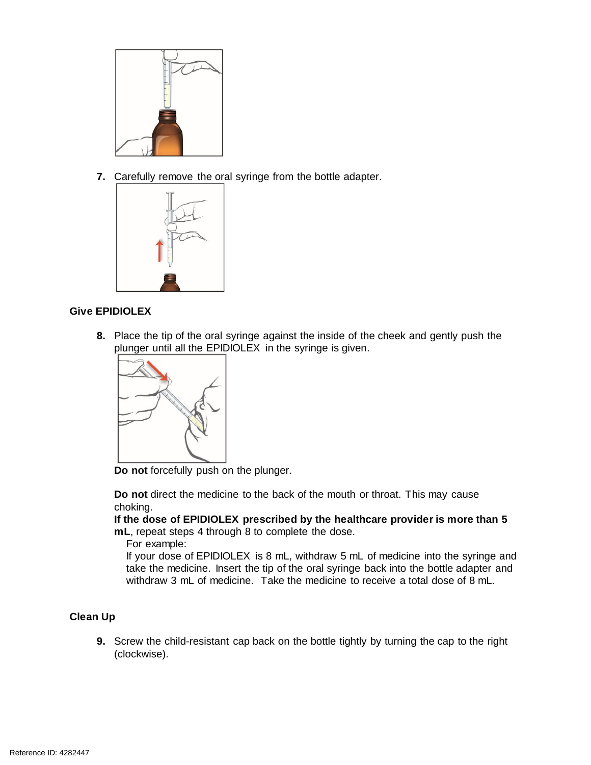7. Carefully remove the oral syringe from the bottle adapter.

**Give EPIDIOLEX**

8. Place the tip of the oral syringe against the inside of the cheek and gently push the plunger until all the EPIDIOLEX in the syringe is given.

   **Do not** forcefully push on the plunger.

   **Do not** direct the medicine to the back of the mouth or throat. This may cause choking.

   **If the dose of EPIDIOLEX prescribed by the healthcare provider is more than 5 mL**, repeat steps 4 through 8 to complete the dose.

   For example:

   If your dose of EPIDIOLEX is 8 mL, withdraw 5 mL of medicine into the syringe and take the medicine. Insert the tip of the oral syringe back into the bottle adapter and withdraw 3 mL of medicine. Take the medicine to receive a total dose of 8 mL.

**Clean Up**

9. Screw the child-resistant cap back on the bottle tightly by turning the cap to the right (clockwise).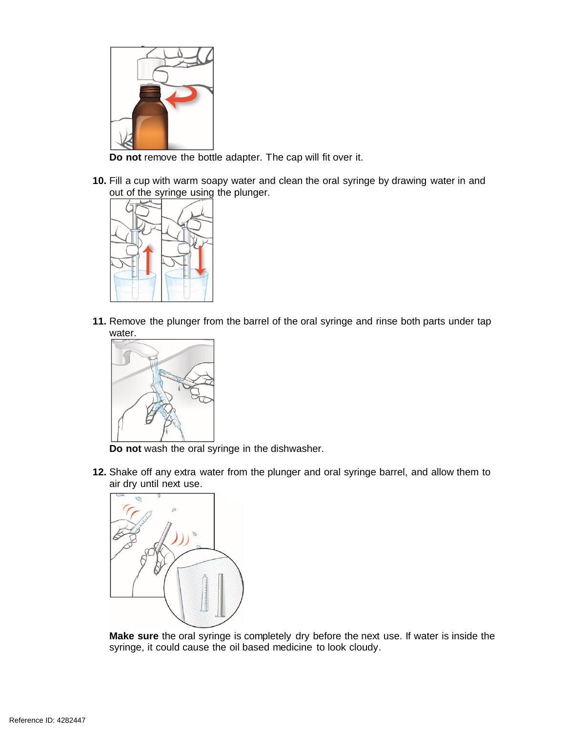**Do not** remove the bottle adapter. The cap will fit over it.

10. Fill a cup with warm soapy water and clean the oral syringe by drawing water in and out of the syringe using the plunger.

11. Remove the plunger from the barrel of the oral syringe and rinse both parts under tap water.

    **Do not** wash the oral syringe in the dishwasher.

12. Shake off any extra water from the plunger and oral syringe barrel, and allow them to air dry until next use.

    **Make sure** the oral syringe is completely dry before the next use. If water is inside the syringe, it could cause the oil based medicine to look cloudy.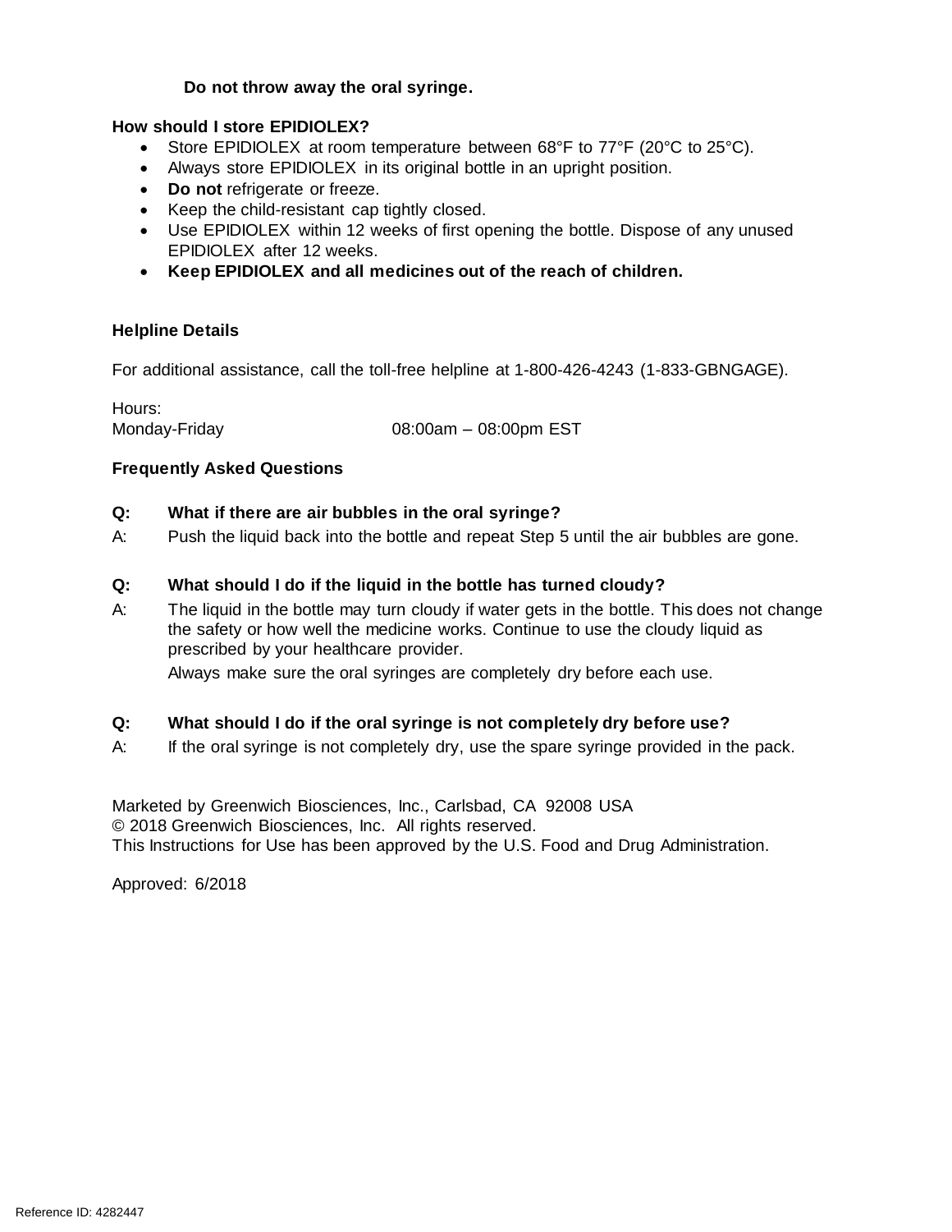**Do not throw away the oral syringe.**

**How should I store EPIDIOLEX?**

- Store EPIDIOLEX at room temperature between 68°F to 77°F (20°C to 25°C).
- Always store EPIDIOLEX in its original bottle in an upright position.
- **Do not** refrigerate or freeze.
- Keep the child-resistant cap tightly closed.
- Use EPIDIOLEX within 12 weeks of first opening the bottle. Dispose of any unused EPIDIOLEX after 12 weeks.
- **Keep EPIDIOLEX and all medicines out of the reach of children.**

**Helpline Details**

For additional assistance, call the toll-free helpline at 1-800-426-4243 (1-833-GBNGAGE).

Hours:
Monday-Friday 08:00am – 08:00pm EST

**Frequently Asked Questions**

**Q: What if there are air bubbles in the oral syringe?**

A: Push the liquid back into the bottle and repeat Step 5 until the air bubbles are gone.

**Q: What should I do if the liquid in the bottle has turned cloudy?**

A: The liquid in the bottle may turn cloudy if water gets in the bottle. This does not change the safety or how well the medicine works. Continue to use the cloudy liquid as prescribed by your healthcare provider.

Always make sure the oral syringes are completely dry before each use.

**Q: What should I do if the oral syringe is not completely dry before use?**

A: If the oral syringe is not completely dry, use the spare syringe provided in the pack.

Marketed by Greenwich Biosciences, Inc., Carlsbad, CA 92008 USA
© 2018 Greenwich Biosciences, Inc. All rights reserved.
This Instructions for Use has been approved by the U.S. Food and Drug Administration.

Approved: 6/2018